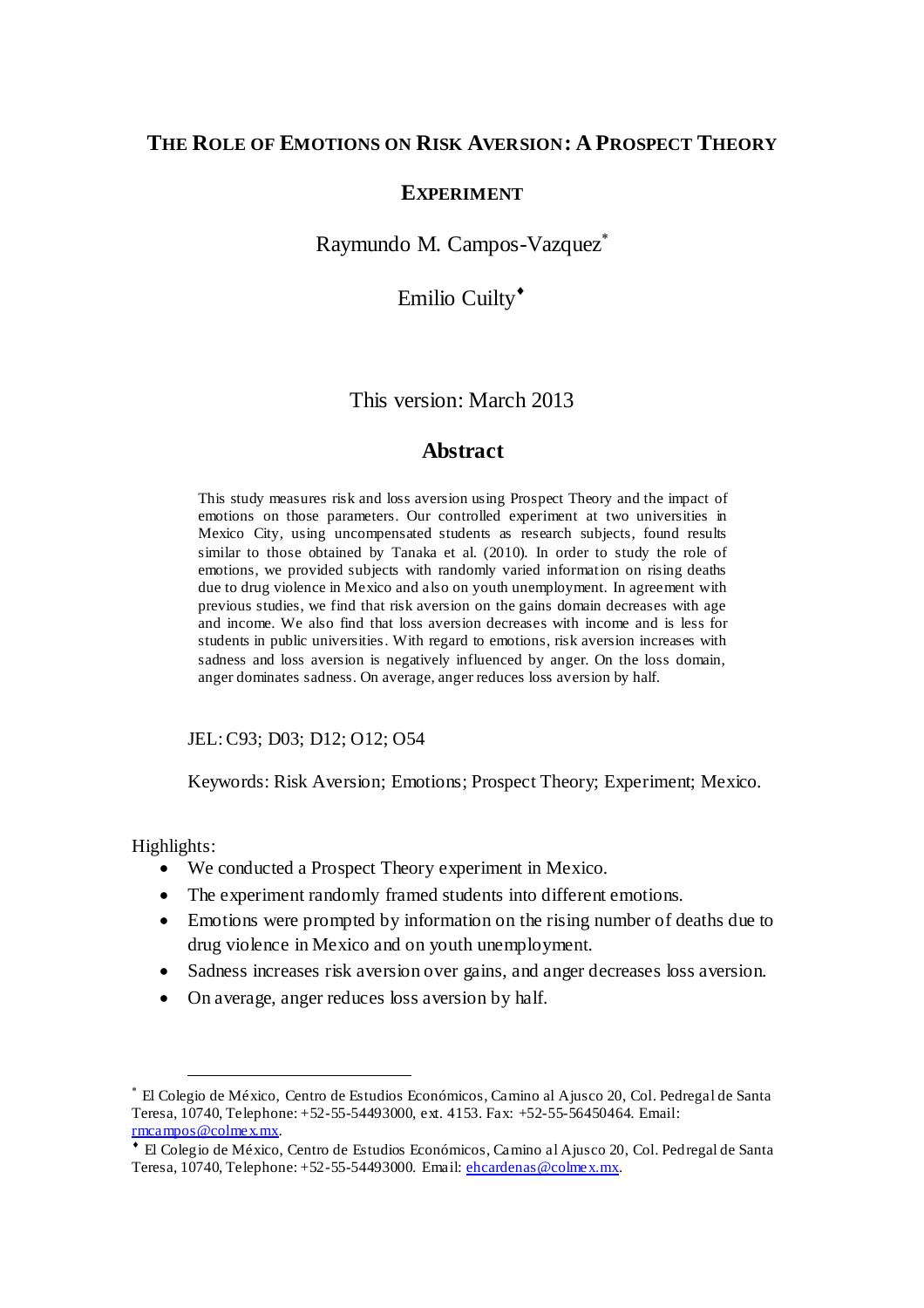# THE ROLE OF EMOTIONS ON RISK AVERSION: A PROSPECT THEORY EXPERIMENT

Raymundo M. Campos-Vazquez[*]

Emilio Cuilty[♦]

This version: March 2013

## Abstract

This study measures risk and loss aversion using Prospect Theory and the impact of emotions on those parameters. Our controlled experiment at two universities in Mexico City, using uncompensated students as research subjects, found results similar to those obtained by Tanaka et al. (2010). In order to study the role of emotions, we provided subjects with randomly varied information on rising deaths due to drug violence in Mexico and also on youth unemployment. In agreement with previous studies, we find that risk aversion on the gains domain decreases with age and income. We also find that loss aversion decreases with income and is less for students in public universities. With regard to emotions, risk aversion increases with sadness and loss aversion is negatively influenced by anger. On the loss domain, anger dominates sadness. On average, anger reduces loss aversion by half.

JEL: C93; D03; D12; O12; O54

Keywords: Risk Aversion; Emotions; Prospect Theory; Experiment; Mexico.

Highlights:

- We conducted a Prospect Theory experiment in Mexico.
- The experiment randomly framed students into different emotions.
- Emotions were prompted by information on the rising number of deaths due to drug violence in Mexico and on youth unemployment.
- Sadness increases risk aversion over gains, and anger decreases loss aversion.
- On average, anger reduces loss aversion by half.

---

[*] El Colegio de México, Centro de Estudios Económicos, Camino al Ajusco 20, Col. Pedregal de Santa Teresa, 10740, Telephone: +52-55-54493000, ext. 4153. Fax: +52-55-56450464. Email: rmcampos@colmex.mx.

[♦] El Colegio de México, Centro de Estudios Económicos, Camino al Ajusco 20, Col. Pedregal de Santa Teresa, 10740, Telephone: +52-55-54493000. Email: ehcardenas@colmex.mx.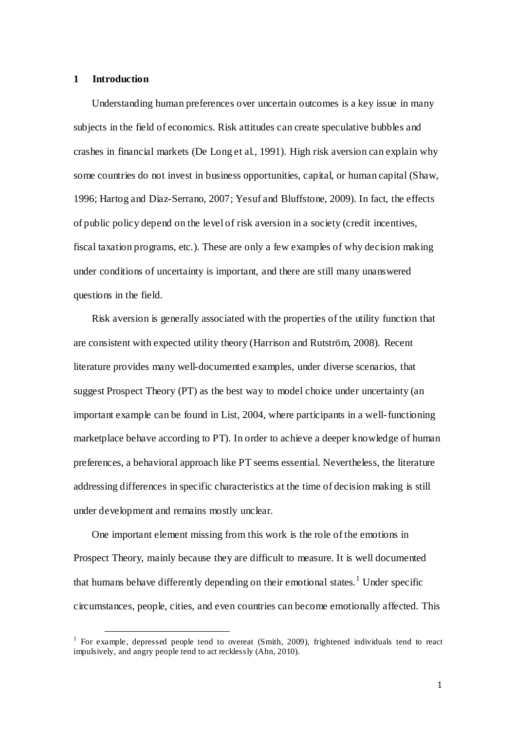# 1 Introduction

Understanding human preferences over uncertain outcomes is a key issue in many subjects in the field of economics. Risk attitudes can create speculative bubbles and crashes in financial markets (De Long et al., 1991). High risk aversion can explain why some countries do not invest in business opportunities, capital, or human capital (Shaw, 1996; Hartog and Diaz-Serrano, 2007; Yesuf and Bluffstone, 2009). In fact, the effects of public policy depend on the level of risk aversion in a society (credit incentives, fiscal taxation programs, etc.). These are only a few examples of why decision making under conditions of uncertainty is important, and there are still many unanswered questions in the field.

Risk aversion is generally associated with the properties of the utility function that are consistent with expected utility theory (Harrison and Rutström, 2008). Recent literature provides many well-documented examples, under diverse scenarios, that suggest Prospect Theory (PT) as the best way to model choice under uncertainty (an important example can be found in List, 2004, where participants in a well-functioning marketplace behave according to PT). In order to achieve a deeper knowledge of human preferences, a behavioral approach like PT seems essential. Nevertheless, the literature addressing differences in specific characteristics at the time of decision making is still under development and remains mostly unclear.

One important element missing from this work is the role of the emotions in Prospect Theory, mainly because they are difficult to measure. It is well documented that humans behave differently depending on their emotional states.[1] Under specific circumstances, people, cities, and even countries can become emotionally affected. This

[1] For example, depressed people tend to overeat (Smith, 2009), frightened individuals tend to react impulsively, and angry people tend to act recklessly (Ahn, 2010).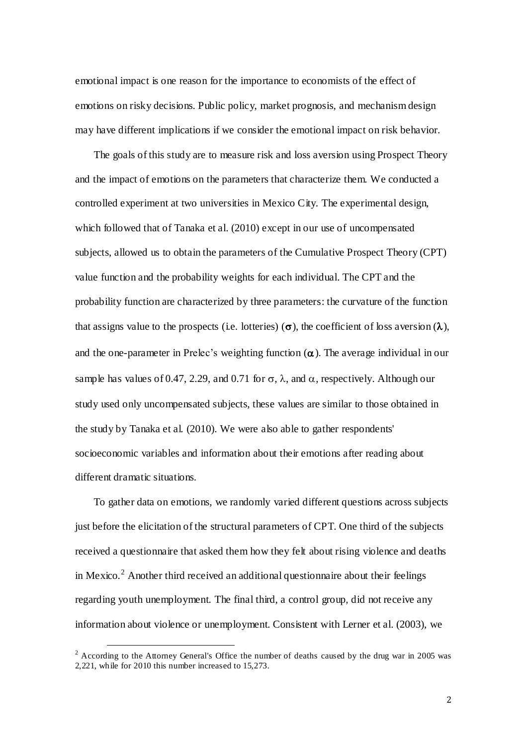emotional impact is one reason for the importance to economists of the effect of emotions on risky decisions. Public policy, market prognosis, and mechanism design may have different implications if we consider the emotional impact on risk behavior.

The goals of this study are to measure risk and loss aversion using Prospect Theory and the impact of emotions on the parameters that characterize them. We conducted a controlled experiment at two universities in Mexico City. The experimental design, which followed that of Tanaka et al. (2010) except in our use of uncompensated subjects, allowed us to obtain the parameters of the Cumulative Prospect Theory (CPT) value function and the probability weights for each individual. The CPT and the probability function are characterized by three parameters: the curvature of the function that assigns value to the prospects (i.e. lotteries) ($\sigma$), the coefficient of loss aversion ($\lambda$), and the one-parameter in Prelec's weighting function ($\alpha$). The average individual in our sample has values of 0.47, 2.29, and 0.71 for $\sigma$, $\lambda$, and $\alpha$, respectively. Although our study used only uncompensated subjects, these values are similar to those obtained in the study by Tanaka et al. (2010). We were also able to gather respondents' socioeconomic variables and information about their emotions after reading about different dramatic situations.

To gather data on emotions, we randomly varied different questions across subjects just before the elicitation of the structural parameters of CPT. One third of the subjects received a questionnaire that asked them how they felt about rising violence and deaths in Mexico.[2] Another third received an additional questionnaire about their feelings regarding youth unemployment. The final third, a control group, did not receive any information about violence or unemployment. Consistent with Lerner et al. (2003), we

[2] According to the Attorney General's Office the number of deaths caused by the drug war in 2005 was 2,221, while for 2010 this number increased to 15,273.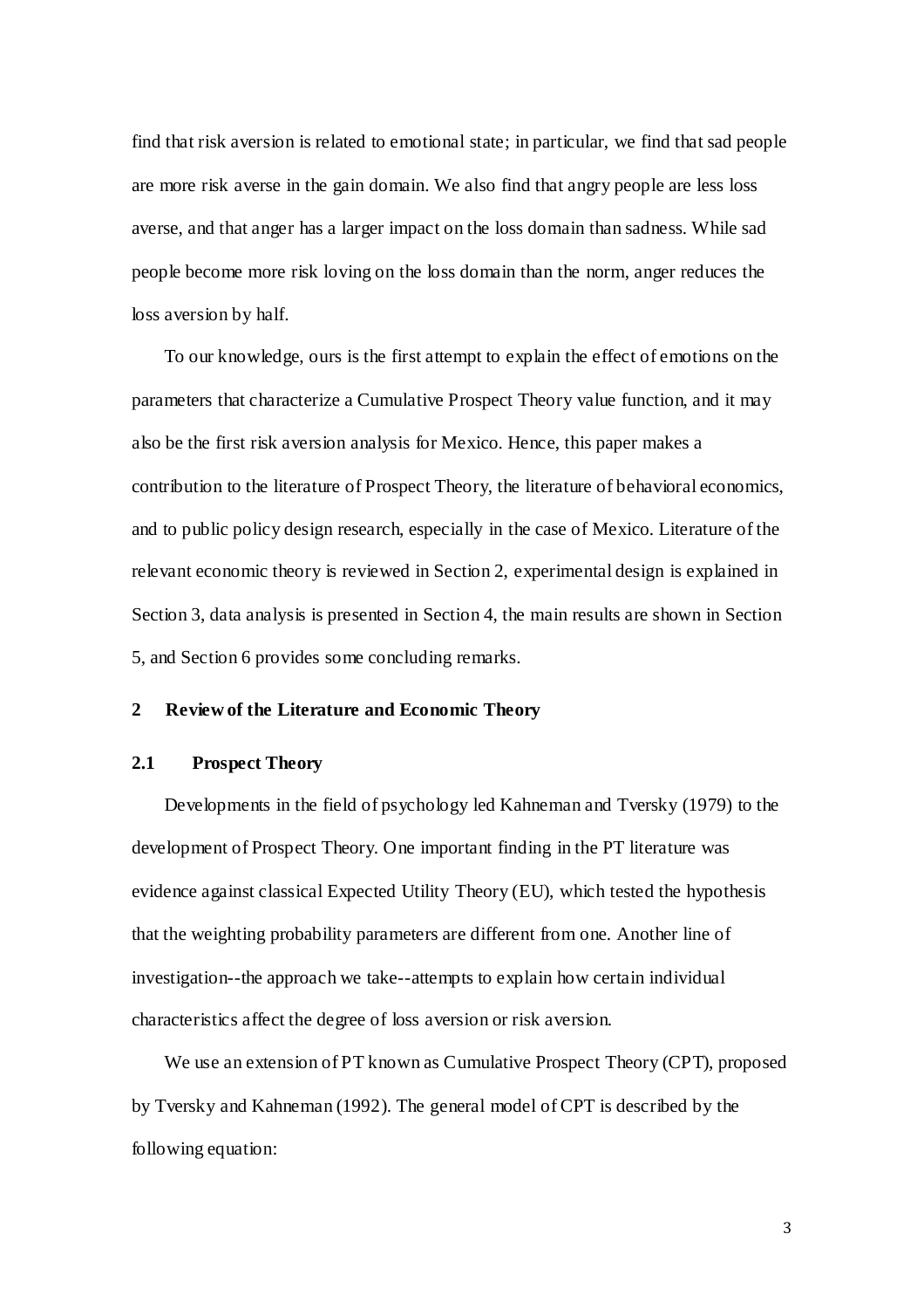find that risk aversion is related to emotional state; in particular, we find that sad people are more risk averse in the gain domain. We also find that angry people are less loss averse, and that anger has a larger impact on the loss domain than sadness. While sad people become more risk loving on the loss domain than the norm, anger reduces the loss aversion by half.

To our knowledge, ours is the first attempt to explain the effect of emotions on the parameters that characterize a Cumulative Prospect Theory value function, and it may also be the first risk aversion analysis for Mexico. Hence, this paper makes a contribution to the literature of Prospect Theory, the literature of behavioral economics, and to public policy design research, especially in the case of Mexico. Literature of the relevant economic theory is reviewed in Section 2, experimental design is explained in Section 3, data analysis is presented in Section 4, the main results are shown in Section 5, and Section 6 provides some concluding remarks.

## 2 Review of the Literature and Economic Theory

### 2.1 Prospect Theory

Developments in the field of psychology led Kahneman and Tversky (1979) to the development of Prospect Theory. One important finding in the PT literature was evidence against classical Expected Utility Theory (EU), which tested the hypothesis that the weighting probability parameters are different from one. Another line of investigation--the approach we take--attempts to explain how certain individual characteristics affect the degree of loss aversion or risk aversion.

We use an extension of PT known as Cumulative Prospect Theory (CPT), proposed by Tversky and Kahneman (1992). The general model of CPT is described by the following equation: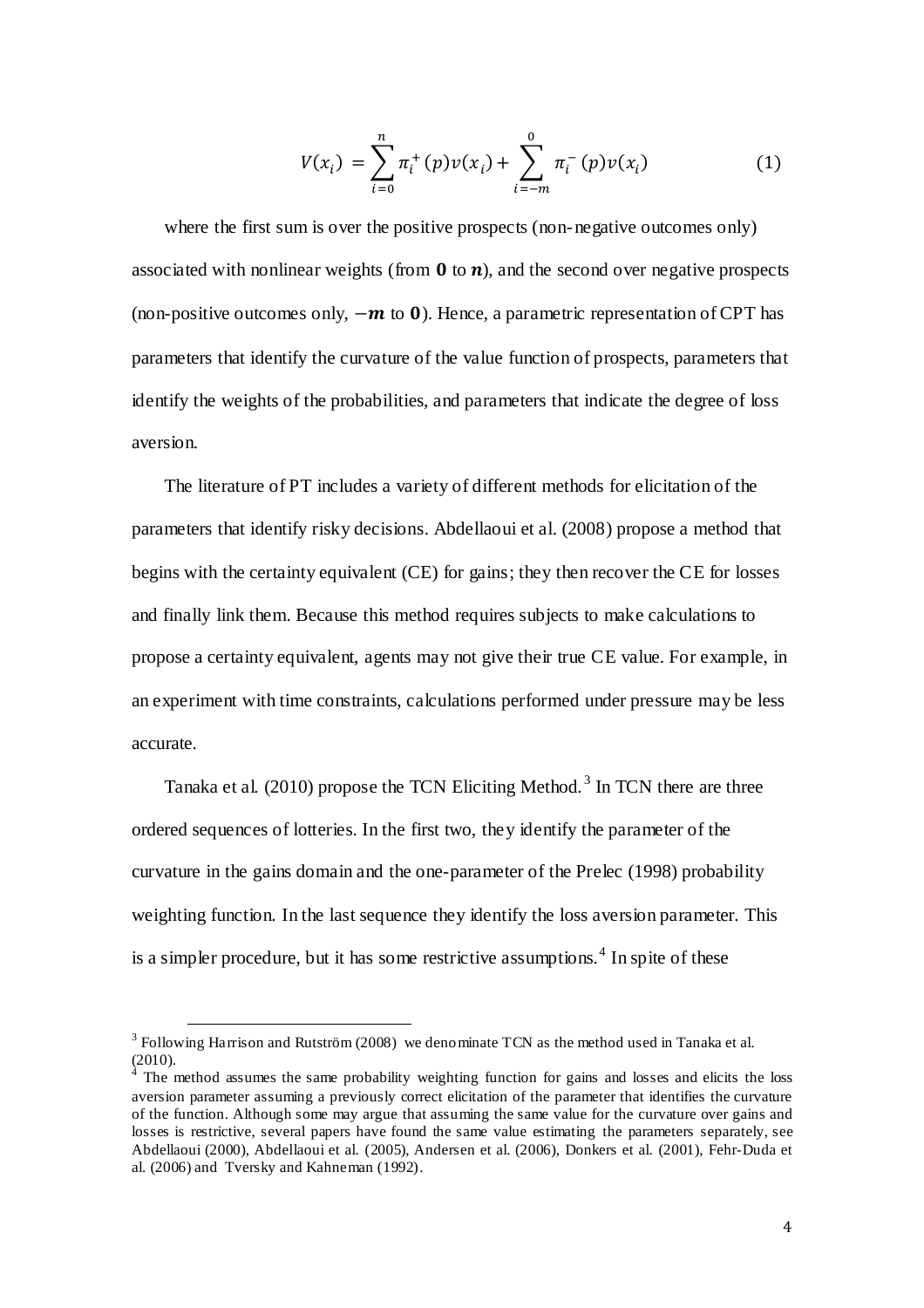$$V(x_i) = \sum_{i=0}^{n} \pi_i^+(p)v(x_i) + \sum_{i=-m}^{0} \pi_i^-(p)v(x_i) \qquad (1)$$

where the first sum is over the positive prospects (non-negative outcomes only) associated with nonlinear weights (from $\mathbf{0}$ to $\boldsymbol{n}$), and the second over negative prospects (non-positive outcomes only, $-\boldsymbol{m}$ to $\mathbf{0}$). Hence, a parametric representation of CPT has parameters that identify the curvature of the value function of prospects, parameters that identify the weights of the probabilities, and parameters that indicate the degree of loss aversion.

The literature of PT includes a variety of different methods for elicitation of the parameters that identify risky decisions. Abdellaoui et al. (2008) propose a method that begins with the certainty equivalent (CE) for gains; they then recover the CE for losses and finally link them. Because this method requires subjects to make calculations to propose a certainty equivalent, agents may not give their true CE value. For example, in an experiment with time constraints, calculations performed under pressure may be less accurate.

Tanaka et al. (2010) propose the TCN Eliciting Method.[3] In TCN there are three ordered sequences of lotteries. In the first two, they identify the parameter of the curvature in the gains domain and the one-parameter of the Prelec (1998) probability weighting function. In the last sequence they identify the loss aversion parameter. This is a simpler procedure, but it has some restrictive assumptions.[4] In spite of these

[3] Following Harrison and Rutström (2008) we denominate TCN as the method used in Tanaka et al. (2010).

[4] The method assumes the same probability weighting function for gains and losses and elicits the loss aversion parameter assuming a previously correct elicitation of the parameter that identifies the curvature of the function. Although some may argue that assuming the same value for the curvature over gains and losses is restrictive, several papers have found the same value estimating the parameters separately, see Abdellaoui (2000), Abdellaoui et al. (2005), Andersen et al. (2006), Donkers et al. (2001), Fehr-Duda et al. (2006) and Tversky and Kahneman (1992).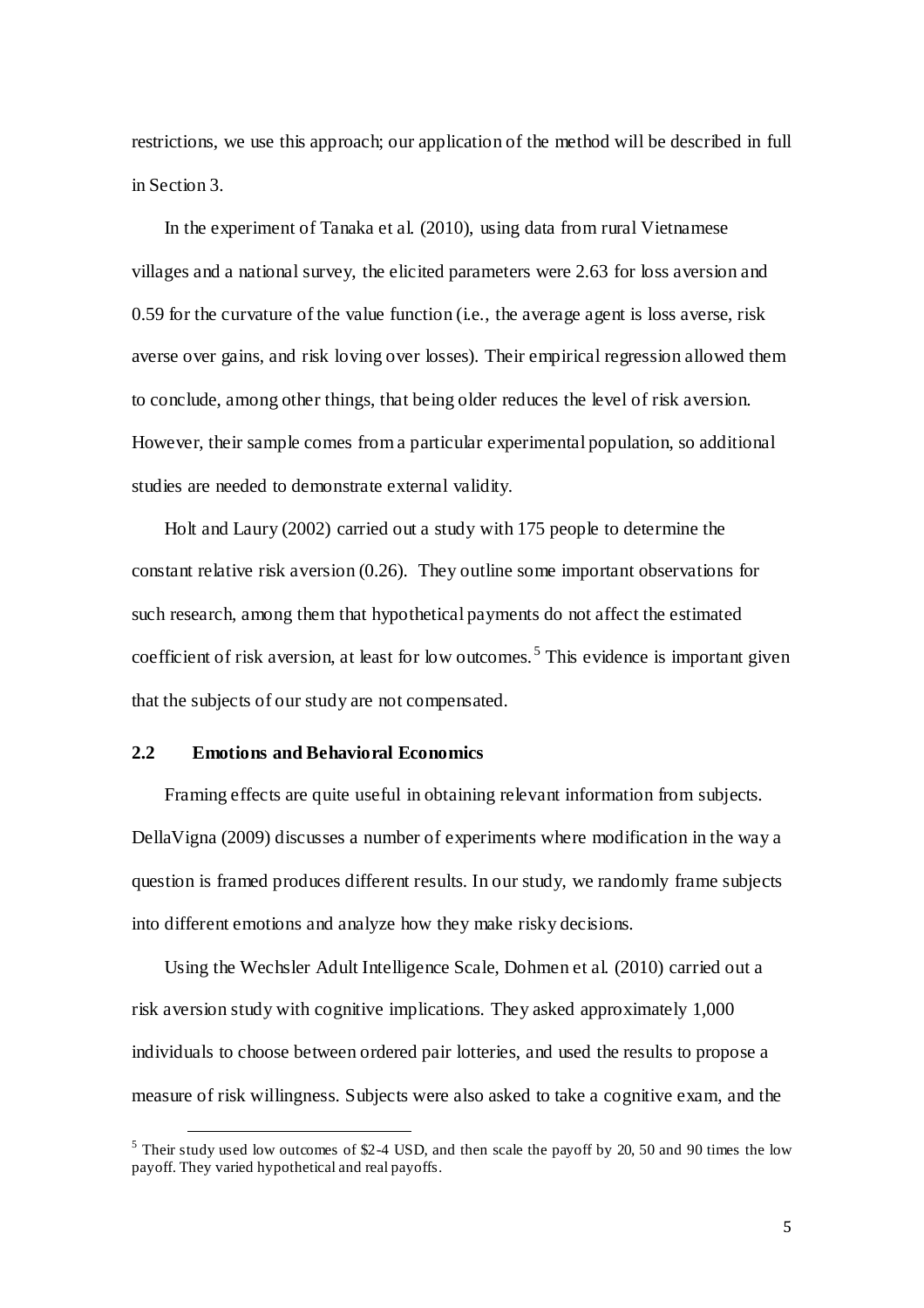restrictions, we use this approach; our application of the method will be described in full in Section 3.

In the experiment of Tanaka et al. (2010), using data from rural Vietnamese villages and a national survey, the elicited parameters were 2.63 for loss aversion and 0.59 for the curvature of the value function (i.e., the average agent is loss averse, risk averse over gains, and risk loving over losses). Their empirical regression allowed them to conclude, among other things, that being older reduces the level of risk aversion. However, their sample comes from a particular experimental population, so additional studies are needed to demonstrate external validity.

Holt and Laury (2002) carried out a study with 175 people to determine the constant relative risk aversion (0.26). They outline some important observations for such research, among them that hypothetical payments do not affect the estimated coefficient of risk aversion, at least for low outcomes.[5] This evidence is important given that the subjects of our study are not compensated.

### 2.2 Emotions and Behavioral Economics

Framing effects are quite useful in obtaining relevant information from subjects. DellaVigna (2009) discusses a number of experiments where modification in the way a question is framed produces different results. In our study, we randomly frame subjects into different emotions and analyze how they make risky decisions.

Using the Wechsler Adult Intelligence Scale, Dohmen et al. (2010) carried out a risk aversion study with cognitive implications. They asked approximately 1,000 individuals to choose between ordered pair lotteries, and used the results to propose a measure of risk willingness. Subjects were also asked to take a cognitive exam, and the

[5] Their study used low outcomes of $2-4 USD, and then scale the payoff by 20, 50 and 90 times the low payoff. They varied hypothetical and real payoffs.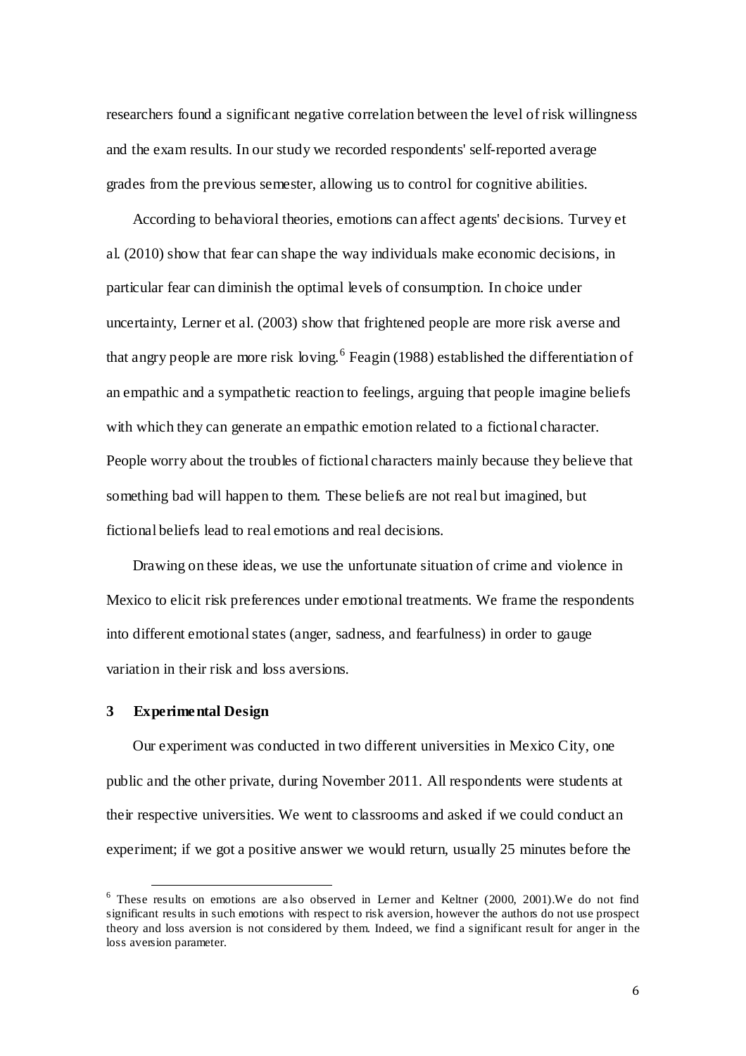researchers found a significant negative correlation between the level of risk willingness and the exam results. In our study we recorded respondents' self-reported average grades from the previous semester, allowing us to control for cognitive abilities.

According to behavioral theories, emotions can affect agents' decisions. Turvey et al. (2010) show that fear can shape the way individuals make economic decisions, in particular fear can diminish the optimal levels of consumption. In choice under uncertainty, Lerner et al. (2003) show that frightened people are more risk averse and that angry people are more risk loving.[6] Feagin (1988) established the differentiation of an empathic and a sympathetic reaction to feelings, arguing that people imagine beliefs with which they can generate an empathic emotion related to a fictional character. People worry about the troubles of fictional characters mainly because they believe that something bad will happen to them. These beliefs are not real but imagined, but fictional beliefs lead to real emotions and real decisions.

Drawing on these ideas, we use the unfortunate situation of crime and violence in Mexico to elicit risk preferences under emotional treatments. We frame the respondents into different emotional states (anger, sadness, and fearfulness) in order to gauge variation in their risk and loss aversions.

## 3 Experimental Design

Our experiment was conducted in two different universities in Mexico City, one public and the other private, during November 2011. All respondents were students at their respective universities. We went to classrooms and asked if we could conduct an experiment; if we got a positive answer we would return, usually 25 minutes before the

---

[6] These results on emotions are also observed in Lerner and Keltner (2000, 2001).We do not find significant results in such emotions with respect to risk aversion, however the authors do not use prospect theory and loss aversion is not considered by them. Indeed, we find a significant result for anger in the loss aversion parameter.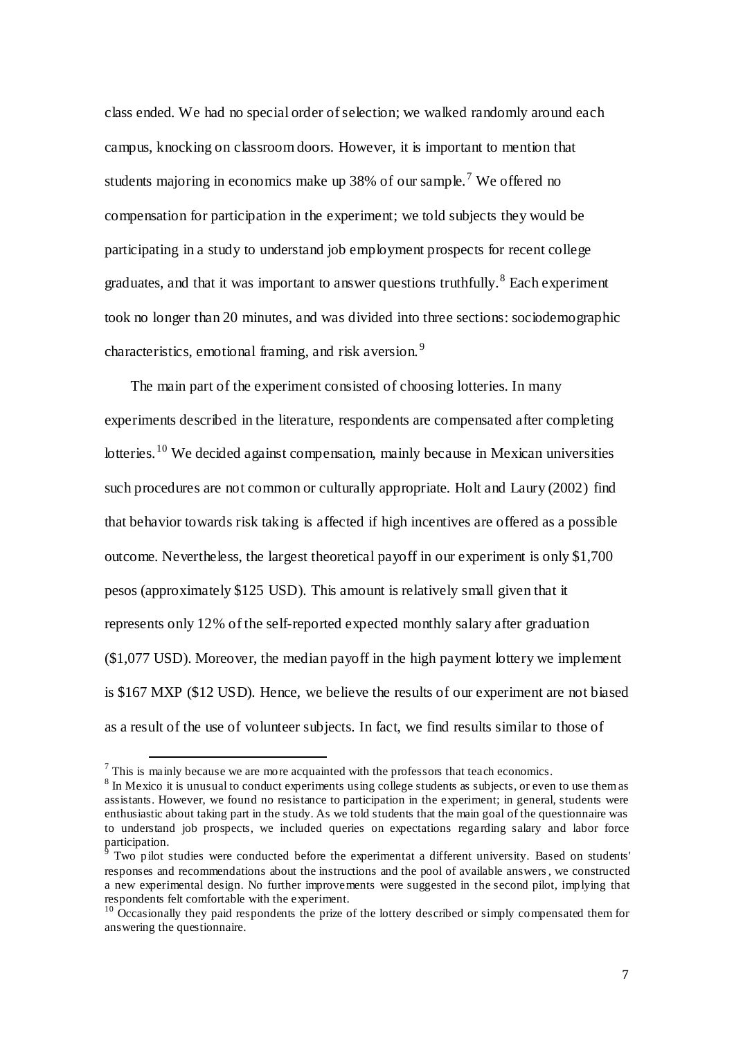class ended. We had no special order of selection; we walked randomly around each campus, knocking on classroom doors. However, it is important to mention that students majoring in economics make up 38% of our sample.[7] We offered no compensation for participation in the experiment; we told subjects they would be participating in a study to understand job employment prospects for recent college graduates, and that it was important to answer questions truthfully.[8] Each experiment took no longer than 20 minutes, and was divided into three sections: sociodemographic characteristics, emotional framing, and risk aversion.[9]

The main part of the experiment consisted of choosing lotteries. In many experiments described in the literature, respondents are compensated after completing lotteries.[10] We decided against compensation, mainly because in Mexican universities such procedures are not common or culturally appropriate. Holt and Laury (2002) find that behavior towards risk taking is affected if high incentives are offered as a possible outcome. Nevertheless, the largest theoretical payoff in our experiment is only $1,700 pesos (approximately $125 USD). This amount is relatively small given that it represents only 12% of the self-reported expected monthly salary after graduation ($1,077 USD). Moreover, the median payoff in the high payment lottery we implement is $167 MXP ($12 USD). Hence, we believe the results of our experiment are not biased as a result of the use of volunteer subjects. In fact, we find results similar to those of

---

[7] This is mainly because we are more acquainted with the professors that teach economics.

[8] In Mexico it is unusual to conduct experiments using college students as subjects, or even to use them as assistants. However, we found no resistance to participation in the experiment; in general, students were enthusiastic about taking part in the study. As we told students that the main goal of the questionnaire was to understand job prospects, we included queries on expectations regarding salary and labor force participation.

[9] Two pilot studies were conducted before the experimentat a different university. Based on students' responses and recommendations about the instructions and the pool of available answers, we constructed a new experimental design. No further improvements were suggested in the second pilot, implying that respondents felt comfortable with the experiment.

[10] Occasionally they paid respondents the prize of the lottery described or simply compensated them for answering the questionnaire.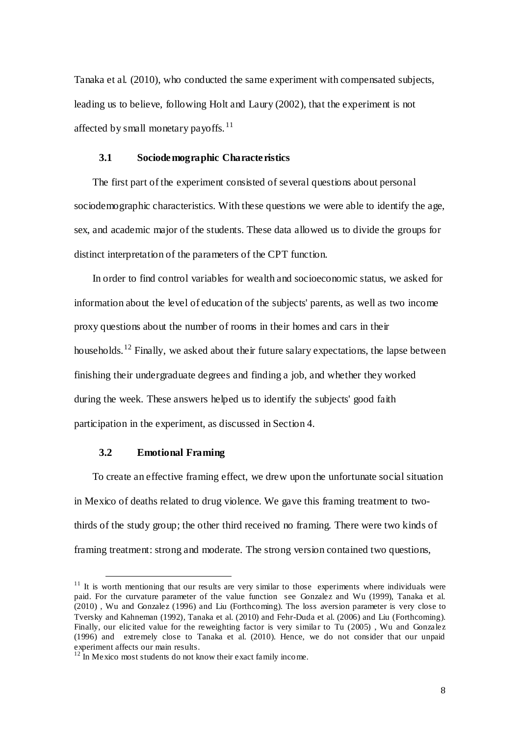Tanaka et al. (2010), who conducted the same experiment with compensated subjects, leading us to believe, following Holt and Laury (2002), that the experiment is not affected by small monetary payoffs.[11]

### 3.1 Sociodemographic Characteristics

The first part of the experiment consisted of several questions about personal sociodemographic characteristics. With these questions we were able to identify the age, sex, and academic major of the students. These data allowed us to divide the groups for distinct interpretation of the parameters of the CPT function.

In order to find control variables for wealth and socioeconomic status, we asked for information about the level of education of the subjects' parents, as well as two income proxy questions about the number of rooms in their homes and cars in their households.[12] Finally, we asked about their future salary expectations, the lapse between finishing their undergraduate degrees and finding a job, and whether they worked during the week. These answers helped us to identify the subjects' good faith participation in the experiment, as discussed in Section 4.

### 3.2 Emotional Framing

To create an effective framing effect, we drew upon the unfortunate social situation in Mexico of deaths related to drug violence. We gave this framing treatment to two-thirds of the study group; the other third received no framing. There were two kinds of framing treatment: strong and moderate. The strong version contained two questions,

---

[11] It is worth mentioning that our results are very similar to those experiments where individuals were paid. For the curvature parameter of the value function see Gonzalez and Wu (1999), Tanaka et al. (2010) , Wu and Gonzalez (1996) and Liu (Forthcoming). The loss aversion parameter is very close to Tversky and Kahneman (1992), Tanaka et al. (2010) and Fehr-Duda et al. (2006) and Liu (Forthcoming). Finally, our elicited value for the reweighting factor is very similar to Tu (2005) , Wu and Gonzalez (1996) and extremely close to Tanaka et al. (2010). Hence, we do not consider that our unpaid experiment affects our main results.

[12] In Mexico most students do not know their exact family income.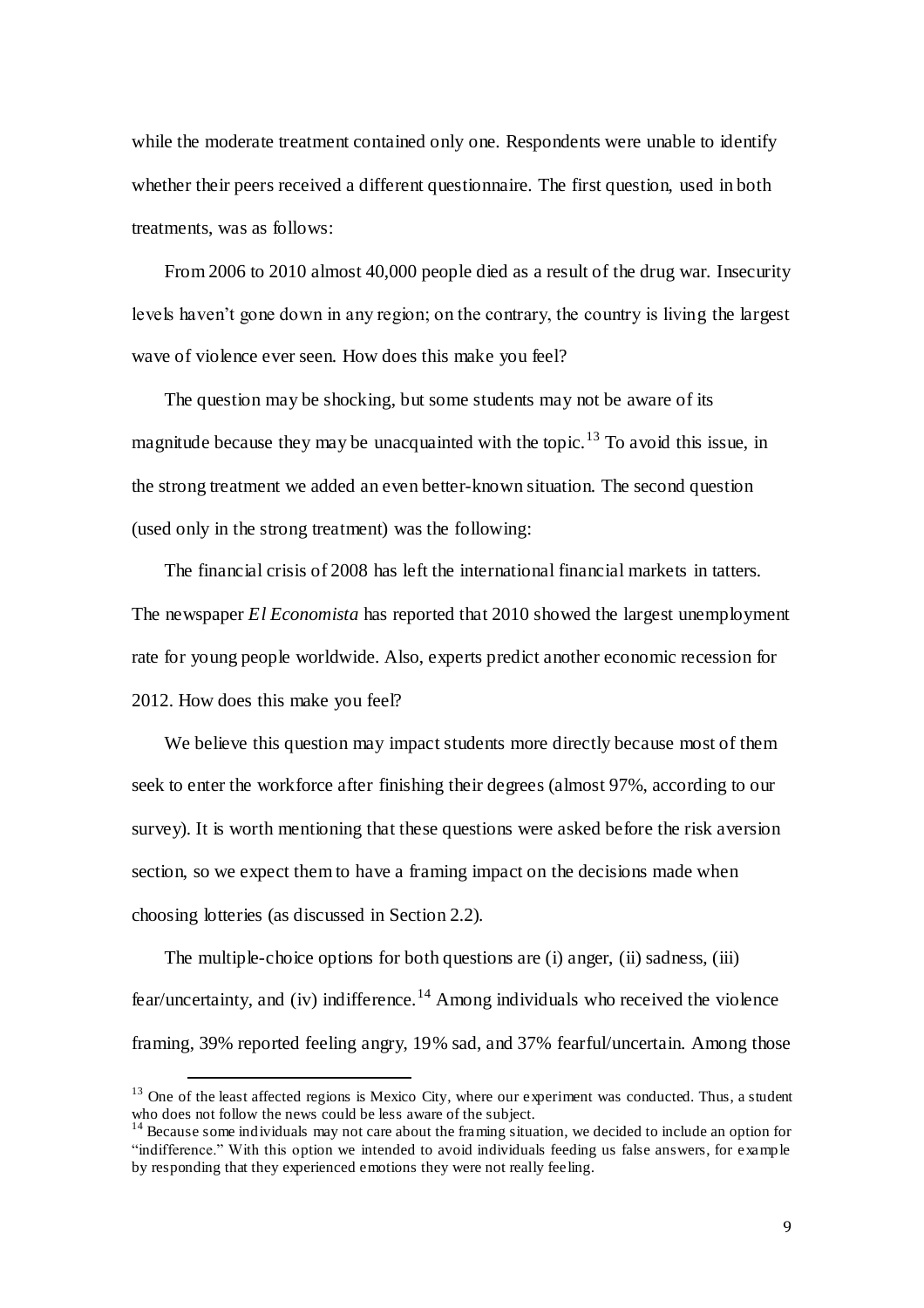while the moderate treatment contained only one. Respondents were unable to identify whether their peers received a different questionnaire. The first question, used in both treatments, was as follows:

From 2006 to 2010 almost 40,000 people died as a result of the drug war. Insecurity levels haven't gone down in any region; on the contrary, the country is living the largest wave of violence ever seen. How does this make you feel?

The question may be shocking, but some students may not be aware of its magnitude because they may be unacquainted with the topic.[13] To avoid this issue, in the strong treatment we added an even better-known situation. The second question (used only in the strong treatment) was the following:

The financial crisis of 2008 has left the international financial markets in tatters. The newspaper *El Economista* has reported that 2010 showed the largest unemployment rate for young people worldwide. Also, experts predict another economic recession for 2012. How does this make you feel?

We believe this question may impact students more directly because most of them seek to enter the workforce after finishing their degrees (almost 97%, according to our survey). It is worth mentioning that these questions were asked before the risk aversion section, so we expect them to have a framing impact on the decisions made when choosing lotteries (as discussed in Section 2.2).

The multiple-choice options for both questions are (i) anger, (ii) sadness, (iii) fear/uncertainty, and (iv) indifference.[14] Among individuals who received the violence framing, 39% reported feeling angry, 19% sad, and 37% fearful/uncertain. Among those

[13] One of the least affected regions is Mexico City, where our experiment was conducted. Thus, a student who does not follow the news could be less aware of the subject.

[14] Because some individuals may not care about the framing situation, we decided to include an option for "indifference." With this option we intended to avoid individuals feeding us false answers, for example by responding that they experienced emotions they were not really feeling.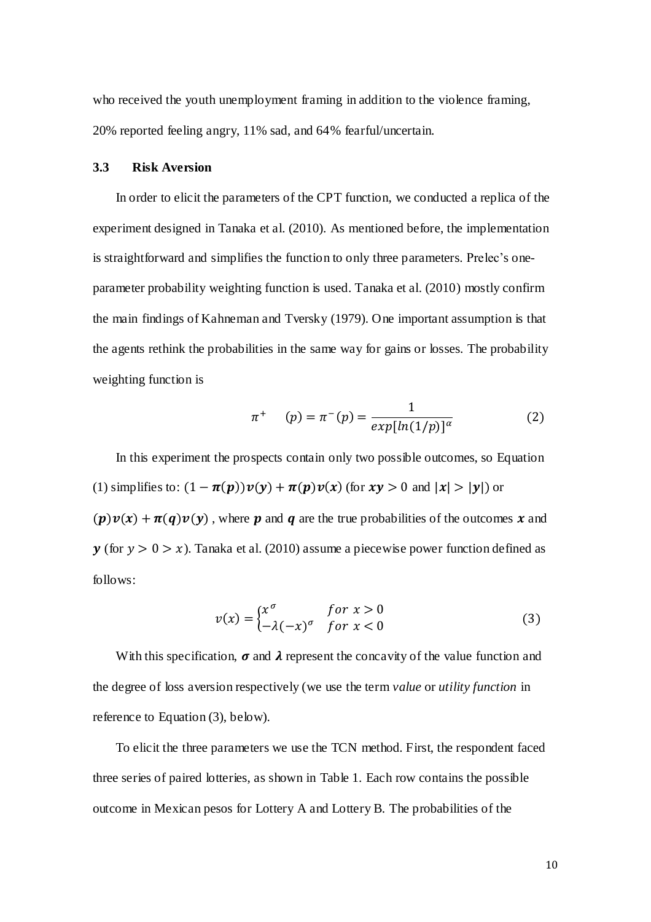who received the youth unemployment framing in addition to the violence framing, 20% reported feeling angry, 11% sad, and 64% fearful/uncertain.

### 3.3 Risk Aversion

In order to elicit the parameters of the CPT function, we conducted a replica of the experiment designed in Tanaka et al. (2010). As mentioned before, the implementation is straightforward and simplifies the function to only three parameters. Prelec's one-parameter probability weighting function is used. Tanaka et al. (2010) mostly confirm the main findings of Kahneman and Tversky (1979). One important assumption is that the agents rethink the probabilities in the same way for gains or losses. The probability weighting function is

$$\pi^{+} \quad (p) = \pi^{-}(p) = \frac{1}{exp[ln(1/p)]^{\alpha}} \tag{2}$$

In this experiment the prospects contain only two possible outcomes, so Equation (1) simplifies to: $(1 - \boldsymbol{\pi}(\boldsymbol{p}))\boldsymbol{v}(\boldsymbol{y}) + \boldsymbol{\pi}(\boldsymbol{p})\boldsymbol{v}(\boldsymbol{x})$ (for $\boldsymbol{xy} > 0$ and $|\boldsymbol{x}| > |\boldsymbol{y}|$) or $(\boldsymbol{p})\boldsymbol{v}(\boldsymbol{x}) + \boldsymbol{\pi}(\boldsymbol{q})\boldsymbol{v}(\boldsymbol{y})$ , where $\boldsymbol{p}$ and $\boldsymbol{q}$ are the true probabilities of the outcomes $\boldsymbol{x}$ and $\boldsymbol{y}$ (for $y > 0 > x$). Tanaka et al. (2010) assume a piecewise power function defined as follows:

$$v(x) = \begin{cases} x^{\sigma} & for\ x > 0 \\ -\lambda(-x)^{\sigma} & for\ x < 0 \end{cases} \tag{3}$$

With this specification, $\boldsymbol{\sigma}$ and $\boldsymbol{\lambda}$ represent the concavity of the value function and the degree of loss aversion respectively (we use the term *value* or *utility function* in reference to Equation (3), below).

To elicit the three parameters we use the TCN method. First, the respondent faced three series of paired lotteries, as shown in Table 1. Each row contains the possible outcome in Mexican pesos for Lottery A and Lottery B. The probabilities of the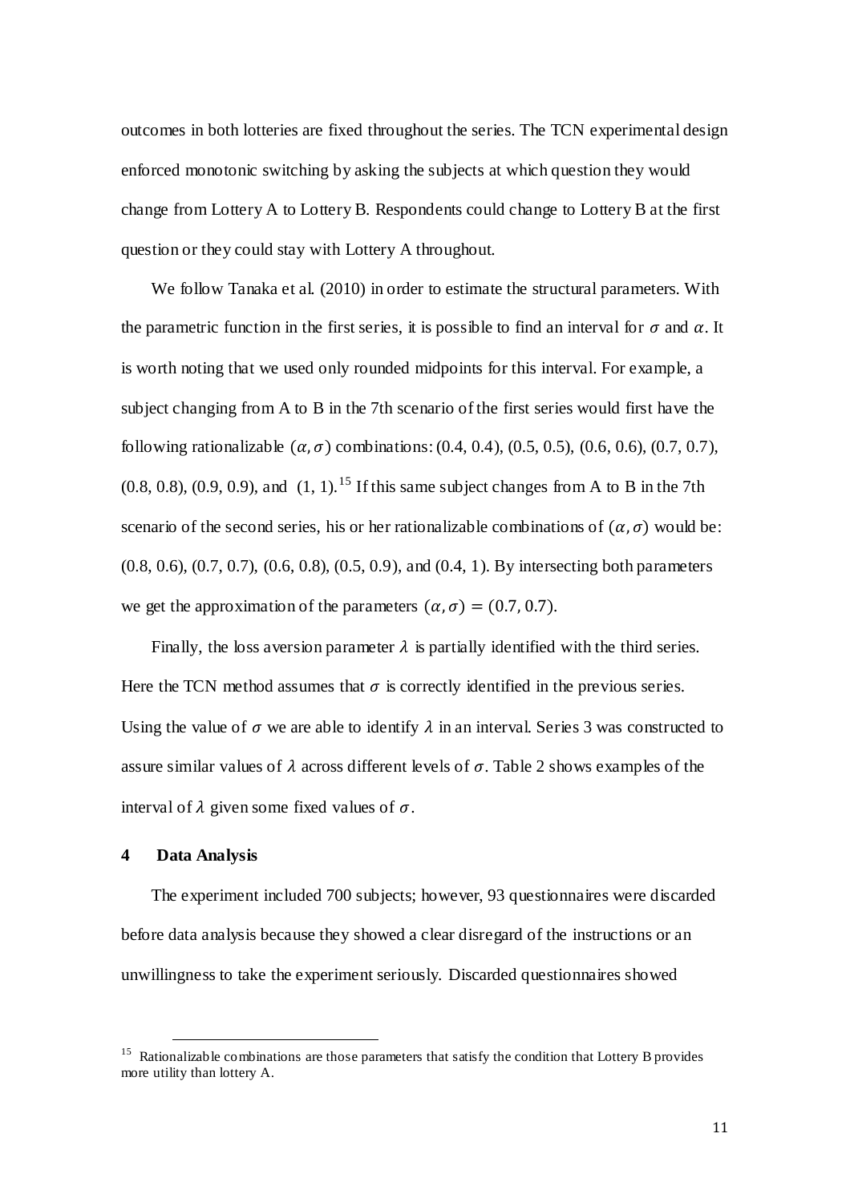outcomes in both lotteries are fixed throughout the series. The TCN experimental design enforced monotonic switching by asking the subjects at which question they would change from Lottery A to Lottery B. Respondents could change to Lottery B at the first question or they could stay with Lottery A throughout.

We follow Tanaka et al. (2010) in order to estimate the structural parameters. With the parametric function in the first series, it is possible to find an interval for $\sigma$ and $\alpha$. It is worth noting that we used only rounded midpoints for this interval. For example, a subject changing from A to B in the 7th scenario of the first series would first have the following rationalizable $(\alpha, \sigma)$ combinations: (0.4, 0.4), (0.5, 0.5), (0.6, 0.6), (0.7, 0.7), (0.8, 0.8), (0.9, 0.9), and (1, 1).[15] If this same subject changes from A to B in the 7th scenario of the second series, his or her rationalizable combinations of $(\alpha, \sigma)$ would be: (0.8, 0.6), (0.7, 0.7), (0.6, 0.8), (0.5, 0.9), and (0.4, 1). By intersecting both parameters we get the approximation of the parameters $(\alpha, \sigma) = (0.7, 0.7)$.

Finally, the loss aversion parameter $\lambda$ is partially identified with the third series. Here the TCN method assumes that $\sigma$ is correctly identified in the previous series. Using the value of $\sigma$ we are able to identify $\lambda$ in an interval. Series 3 was constructed to assure similar values of $\lambda$ across different levels of $\sigma$. Table 2 shows examples of the interval of $\lambda$ given some fixed values of $\sigma$.

## 4 Data Analysis

The experiment included 700 subjects; however, 93 questionnaires were discarded before data analysis because they showed a clear disregard of the instructions or an unwillingness to take the experiment seriously. Discarded questionnaires showed

[15] Rationalizable combinations are those parameters that satisfy the condition that Lottery B provides more utility than lottery A.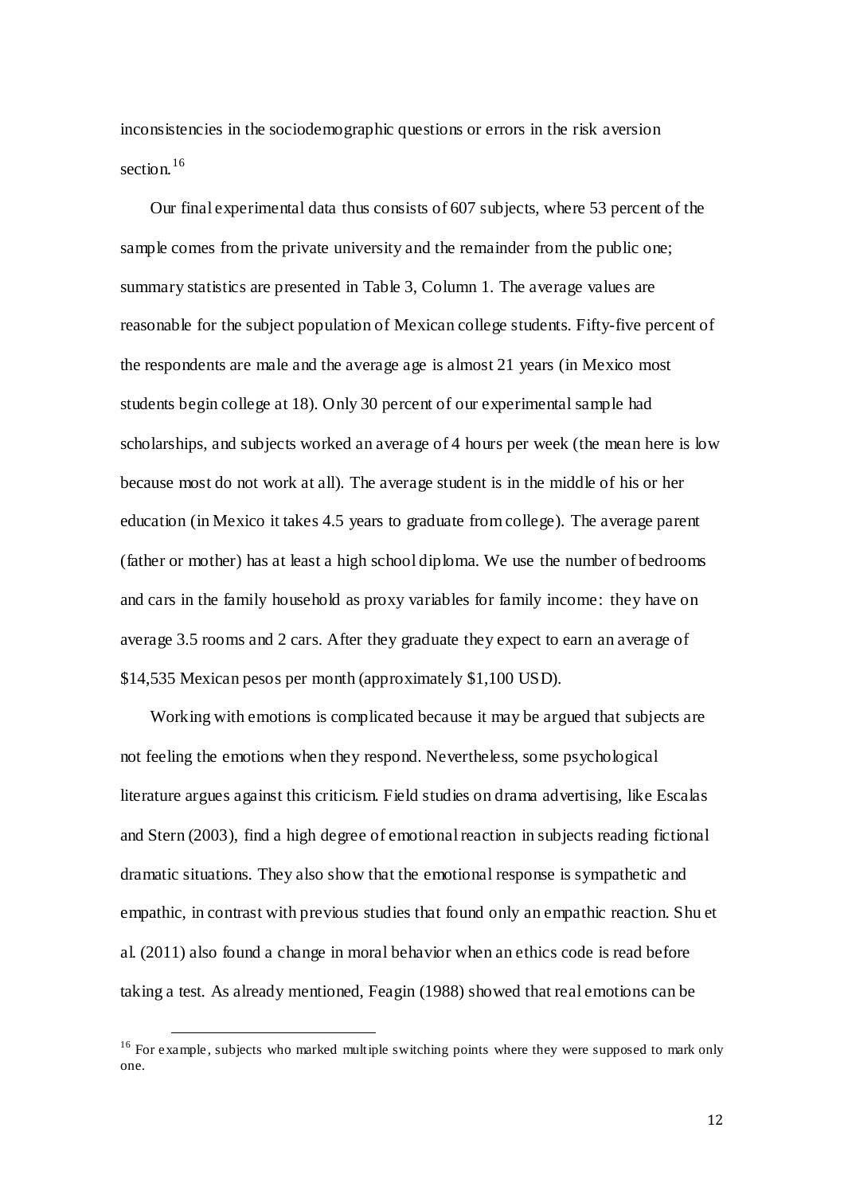inconsistencies in the sociodemographic questions or errors in the risk aversion section.[16]

Our final experimental data thus consists of 607 subjects, where 53 percent of the sample comes from the private university and the remainder from the public one; summary statistics are presented in Table 3, Column 1. The average values are reasonable for the subject population of Mexican college students. Fifty-five percent of the respondents are male and the average age is almost 21 years (in Mexico most students begin college at 18). Only 30 percent of our experimental sample had scholarships, and subjects worked an average of 4 hours per week (the mean here is low because most do not work at all). The average student is in the middle of his or her education (in Mexico it takes 4.5 years to graduate from college). The average parent (father or mother) has at least a high school diploma. We use the number of bedrooms and cars in the family household as proxy variables for family income: they have on average 3.5 rooms and 2 cars. After they graduate they expect to earn an average of $14,535 Mexican pesos per month (approximately $1,100 USD).

Working with emotions is complicated because it may be argued that subjects are not feeling the emotions when they respond. Nevertheless, some psychological literature argues against this criticism. Field studies on drama advertising, like Escalas and Stern (2003), find a high degree of emotional reaction in subjects reading fictional dramatic situations. They also show that the emotional response is sympathetic and empathic, in contrast with previous studies that found only an empathic reaction. Shu et al. (2011) also found a change in moral behavior when an ethics code is read before taking a test. As already mentioned, Feagin (1988) showed that real emotions can be

[16] For example, subjects who marked multiple switching points where they were supposed to mark only one.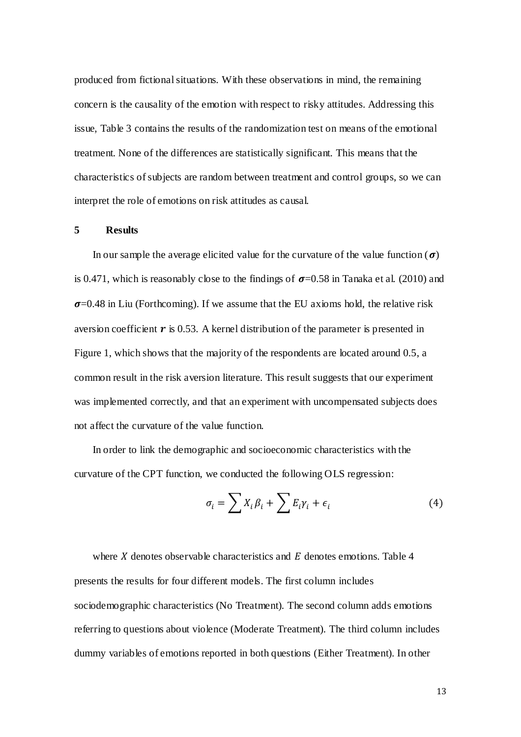produced from fictional situations. With these observations in mind, the remaining concern is the causality of the emotion with respect to risky attitudes. Addressing this issue, Table 3 contains the results of the randomization test on means of the emotional treatment. None of the differences are statistically significant. This means that the characteristics of subjects are random between treatment and control groups, so we can interpret the role of emotions on risk attitudes as causal.

## 5 Results

In our sample the average elicited value for the curvature of the value function ($\boldsymbol{\sigma}$) is 0.471, which is reasonably close to the findings of $\boldsymbol{\sigma}$=0.58 in Tanaka et al. (2010) and $\boldsymbol{\sigma}$=0.48 in Liu (Forthcoming). If we assume that the EU axioms hold, the relative risk aversion coefficient $\boldsymbol{r}$ is 0.53. A kernel distribution of the parameter is presented in Figure 1, which shows that the majority of the respondents are located around 0.5, a common result in the risk aversion literature. This result suggests that our experiment was implemented correctly, and that an experiment with uncompensated subjects does not affect the curvature of the value function.

In order to link the demographic and socioeconomic characteristics with the curvature of the CPT function, we conducted the following OLS regression:

$$\sigma_i = \sum X_i \beta_i + \sum E_i \gamma_i + \epsilon_i \tag{4}$$

where $X$ denotes observable characteristics and $E$ denotes emotions. Table 4 presents the results for four different models. The first column includes sociodemographic characteristics (No Treatment). The second column adds emotions referring to questions about violence (Moderate Treatment). The third column includes dummy variables of emotions reported in both questions (Either Treatment). In other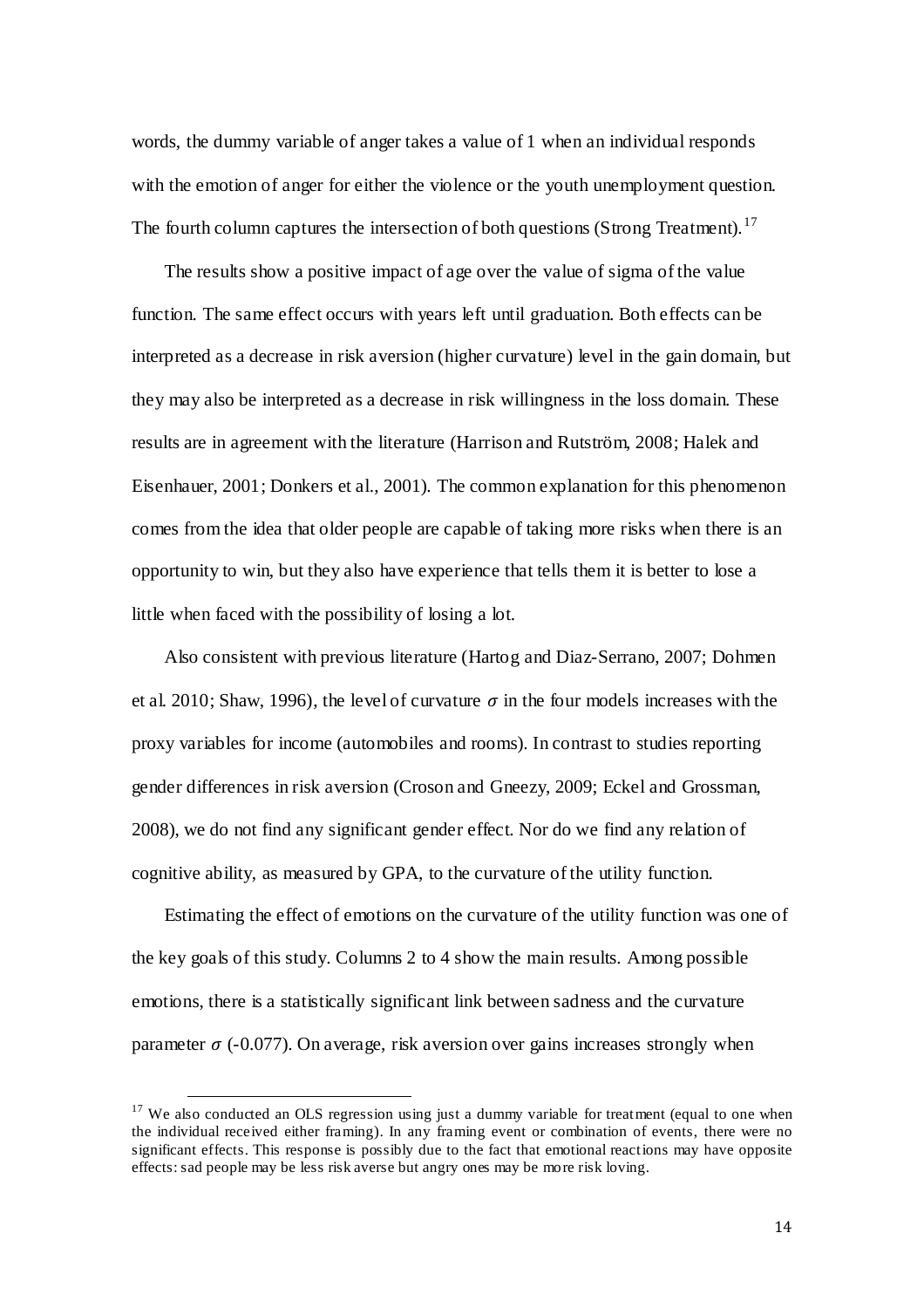words, the dummy variable of anger takes a value of 1 when an individual responds with the emotion of anger for either the violence or the youth unemployment question. The fourth column captures the intersection of both questions (Strong Treatment).[17]

The results show a positive impact of age over the value of sigma of the value function. The same effect occurs with years left until graduation. Both effects can be interpreted as a decrease in risk aversion (higher curvature) level in the gain domain, but they may also be interpreted as a decrease in risk willingness in the loss domain. These results are in agreement with the literature (Harrison and Rutström, 2008; Halek and Eisenhauer, 2001; Donkers et al., 2001). The common explanation for this phenomenon comes from the idea that older people are capable of taking more risks when there is an opportunity to win, but they also have experience that tells them it is better to lose a little when faced with the possibility of losing a lot.

Also consistent with previous literature (Hartog and Diaz-Serrano, 2007; Dohmen et al. 2010; Shaw, 1996), the level of curvature $\sigma$ in the four models increases with the proxy variables for income (automobiles and rooms). In contrast to studies reporting gender differences in risk aversion (Croson and Gneezy, 2009; Eckel and Grossman, 2008), we do not find any significant gender effect. Nor do we find any relation of cognitive ability, as measured by GPA, to the curvature of the utility function.

Estimating the effect of emotions on the curvature of the utility function was one of the key goals of this study. Columns 2 to 4 show the main results. Among possible emotions, there is a statistically significant link between sadness and the curvature parameter $\sigma$ (-0.077). On average, risk aversion over gains increases strongly when

[17] We also conducted an OLS regression using just a dummy variable for treatment (equal to one when the individual received either framing). In any framing event or combination of events, there were no significant effects. This response is possibly due to the fact that emotional reactions may have opposite effects: sad people may be less risk averse but angry ones may be more risk loving.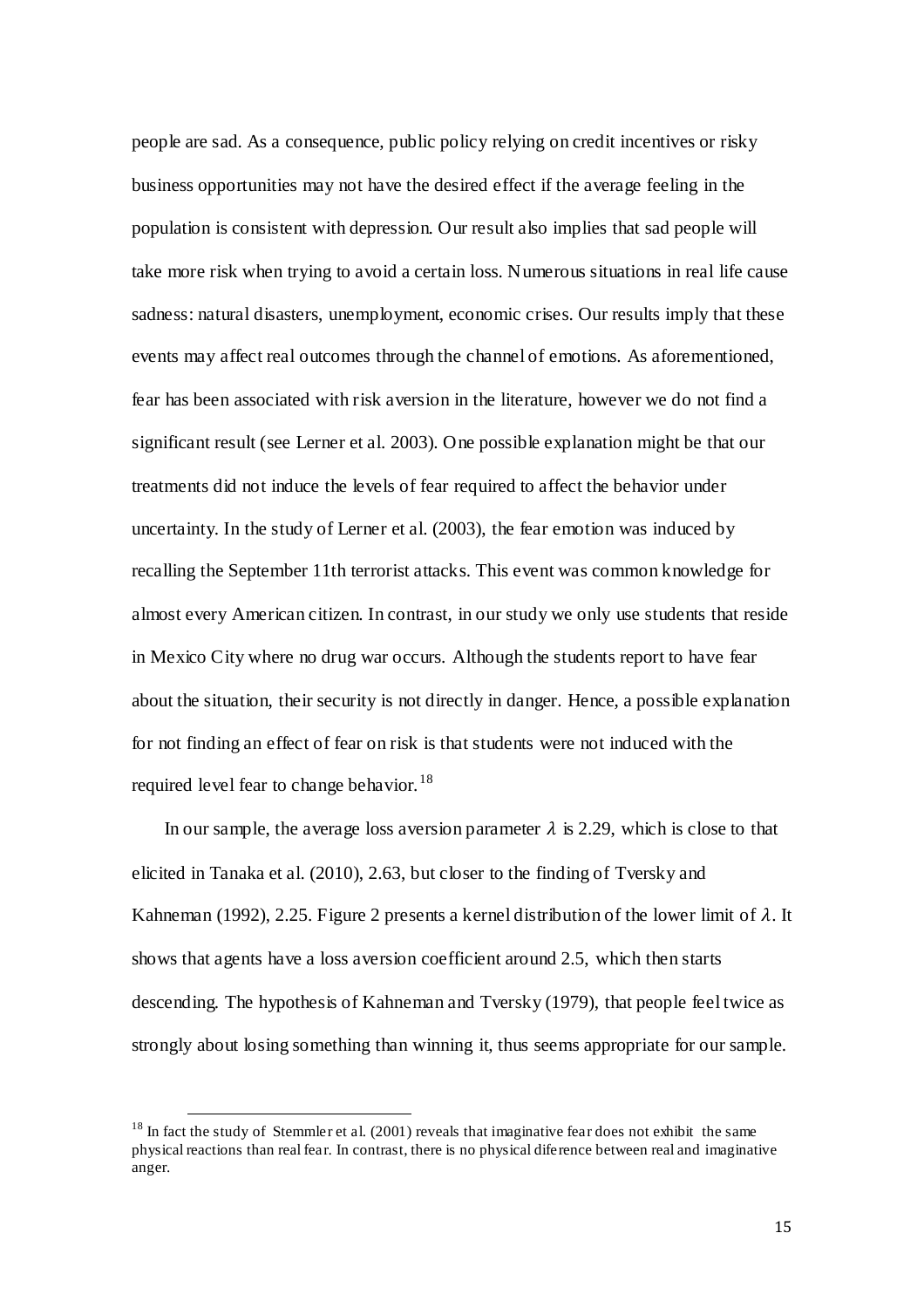people are sad. As a consequence, public policy relying on credit incentives or risky business opportunities may not have the desired effect if the average feeling in the population is consistent with depression. Our result also implies that sad people will take more risk when trying to avoid a certain loss. Numerous situations in real life cause sadness: natural disasters, unemployment, economic crises. Our results imply that these events may affect real outcomes through the channel of emotions. As aforementioned, fear has been associated with risk aversion in the literature, however we do not find a significant result (see Lerner et al. 2003). One possible explanation might be that our treatments did not induce the levels of fear required to affect the behavior under uncertainty. In the study of Lerner et al. (2003), the fear emotion was induced by recalling the September 11th terrorist attacks. This event was common knowledge for almost every American citizen. In contrast, in our study we only use students that reside in Mexico City where no drug war occurs. Although the students report to have fear about the situation, their security is not directly in danger. Hence, a possible explanation for not finding an effect of fear on risk is that students were not induced with the required level fear to change behavior.[18]

In our sample, the average loss aversion parameter $\lambda$ is 2.29, which is close to that elicited in Tanaka et al. (2010), 2.63, but closer to the finding of Tversky and Kahneman (1992), 2.25. Figure 2 presents a kernel distribution of the lower limit of $\lambda$. It shows that agents have a loss aversion coefficient around 2.5, which then starts descending. The hypothesis of Kahneman and Tversky (1979), that people feel twice as strongly about losing something than winning it, thus seems appropriate for our sample.

[18] In fact the study of Stemmler et al. (2001) reveals that imaginative fear does not exhibit the same physical reactions than real fear. In contrast, there is no physical diference between real and imaginative anger.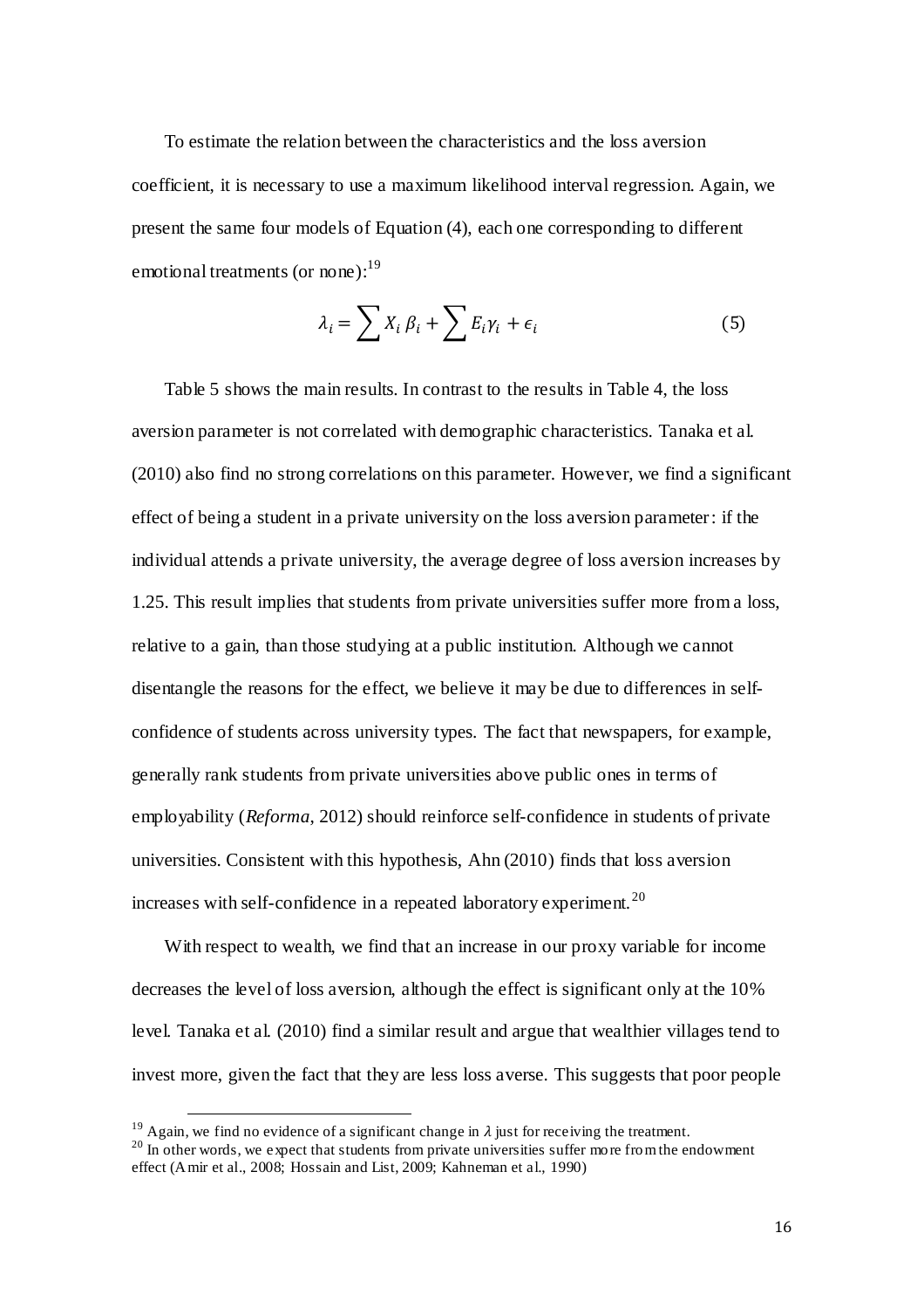To estimate the relation between the characteristics and the loss aversion coefficient, it is necessary to use a maximum likelihood interval regression. Again, we present the same four models of Equation (4), each one corresponding to different emotional treatments (or none):[19]

$$\lambda_i = \sum X_i \beta_i + \sum E_i \gamma_i + \epsilon_i \tag{5}$$

Table 5 shows the main results. In contrast to the results in Table 4, the loss aversion parameter is not correlated with demographic characteristics. Tanaka et al. (2010) also find no strong correlations on this parameter. However, we find a significant effect of being a student in a private university on the loss aversion parameter: if the individual attends a private university, the average degree of loss aversion increases by 1.25. This result implies that students from private universities suffer more from a loss, relative to a gain, than those studying at a public institution. Although we cannot disentangle the reasons for the effect, we believe it may be due to differences in self-confidence of students across university types. The fact that newspapers, for example, generally rank students from private universities above public ones in terms of employability (*Reforma*, 2012) should reinforce self-confidence in students of private universities. Consistent with this hypothesis, Ahn (2010) finds that loss aversion increases with self-confidence in a repeated laboratory experiment.[20]

With respect to wealth, we find that an increase in our proxy variable for income decreases the level of loss aversion, although the effect is significant only at the 10% level. Tanaka et al. (2010) find a similar result and argue that wealthier villages tend to invest more, given the fact that they are less loss averse. This suggests that poor people

---

[19] Again, we find no evidence of a significant change in $\lambda$ just for receiving the treatment.

[20] In other words, we expect that students from private universities suffer more from the endowment effect (Amir et al., 2008; Hossain and List, 2009; Kahneman et al., 1990)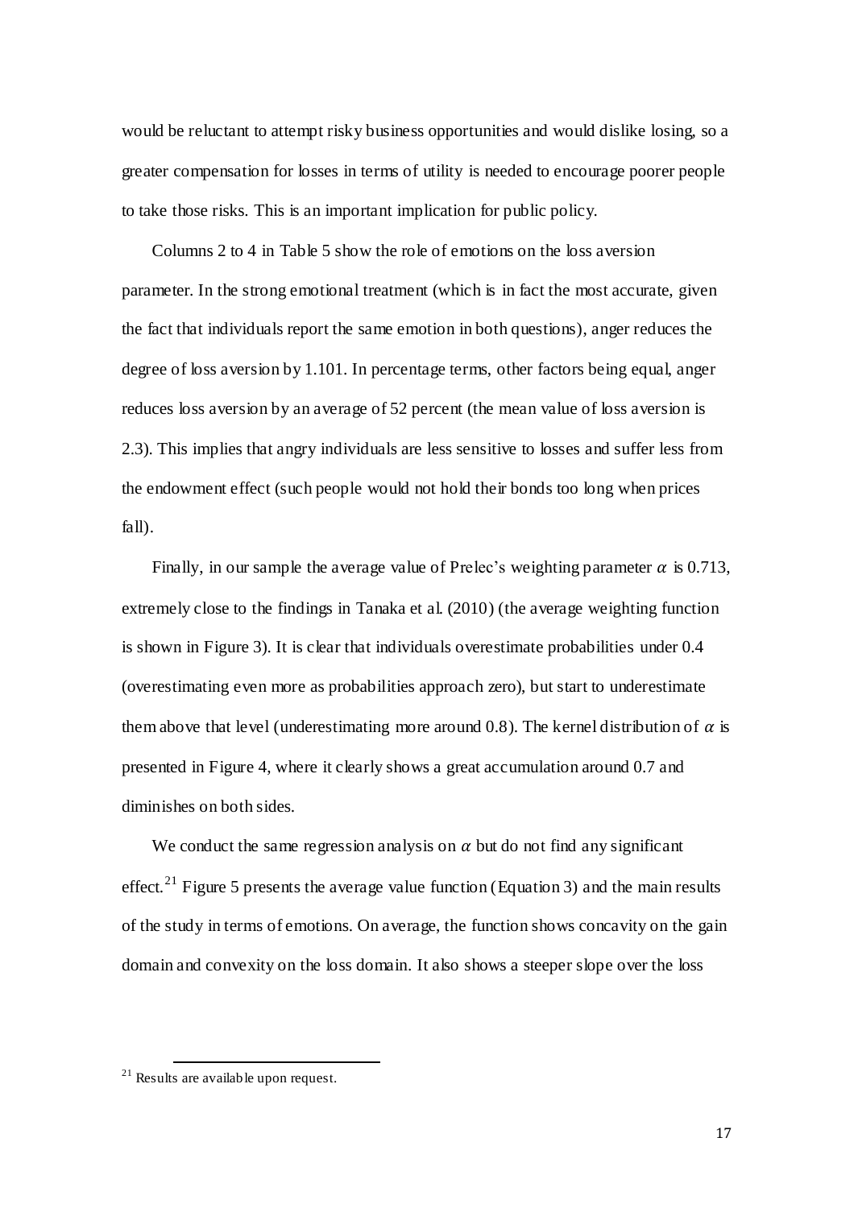would be reluctant to attempt risky business opportunities and would dislike losing, so a greater compensation for losses in terms of utility is needed to encourage poorer people to take those risks. This is an important implication for public policy.

Columns 2 to 4 in Table 5 show the role of emotions on the loss aversion parameter. In the strong emotional treatment (which is in fact the most accurate, given the fact that individuals report the same emotion in both questions), anger reduces the degree of loss aversion by 1.101. In percentage terms, other factors being equal, anger reduces loss aversion by an average of 52 percent (the mean value of loss aversion is 2.3). This implies that angry individuals are less sensitive to losses and suffer less from the endowment effect (such people would not hold their bonds too long when prices fall).

Finally, in our sample the average value of Prelec's weighting parameter $\alpha$ is 0.713, extremely close to the findings in Tanaka et al. (2010) (the average weighting function is shown in Figure 3). It is clear that individuals overestimate probabilities under 0.4 (overestimating even more as probabilities approach zero), but start to underestimate them above that level (underestimating more around 0.8). The kernel distribution of $\alpha$ is presented in Figure 4, where it clearly shows a great accumulation around 0.7 and diminishes on both sides.

We conduct the same regression analysis on $\alpha$ but do not find any significant effect.[21] Figure 5 presents the average value function (Equation 3) and the main results of the study in terms of emotions. On average, the function shows concavity on the gain domain and convexity on the loss domain. It also shows a steeper slope over the loss

[21] Results are available upon request.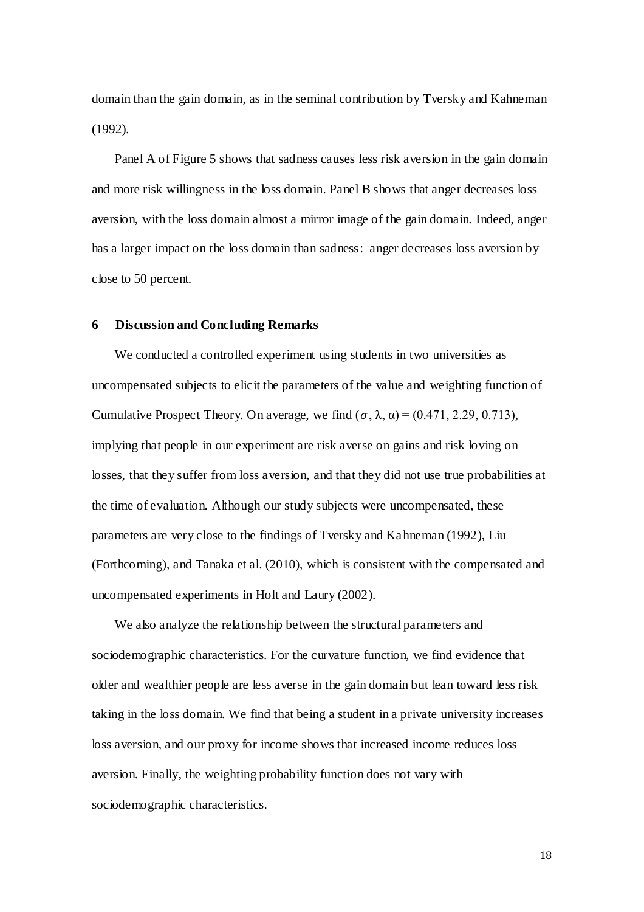domain than the gain domain, as in the seminal contribution by Tversky and Kahneman (1992).

Panel A of Figure 5 shows that sadness causes less risk aversion in the gain domain and more risk willingness in the loss domain. Panel B shows that anger decreases loss aversion, with the loss domain almost a mirror image of the gain domain. Indeed, anger has a larger impact on the loss domain than sadness: anger decreases loss aversion by close to 50 percent.

## 6 Discussion and Concluding Remarks

We conducted a controlled experiment using students in two universities as uncompensated subjects to elicit the parameters of the value and weighting function of Cumulative Prospect Theory. On average, we find $(\sigma, \lambda, \alpha) = (0.471, 2.29, 0.713)$, implying that people in our experiment are risk averse on gains and risk loving on losses, that they suffer from loss aversion, and that they did not use true probabilities at the time of evaluation. Although our study subjects were uncompensated, these parameters are very close to the findings of Tversky and Kahneman (1992), Liu (Forthcoming), and Tanaka et al. (2010), which is consistent with the compensated and uncompensated experiments in Holt and Laury (2002).

We also analyze the relationship between the structural parameters and sociodemographic characteristics. For the curvature function, we find evidence that older and wealthier people are less averse in the gain domain but lean toward less risk taking in the loss domain. We find that being a student in a private university increases loss aversion, and our proxy for income shows that increased income reduces loss aversion. Finally, the weighting probability function does not vary with sociodemographic characteristics.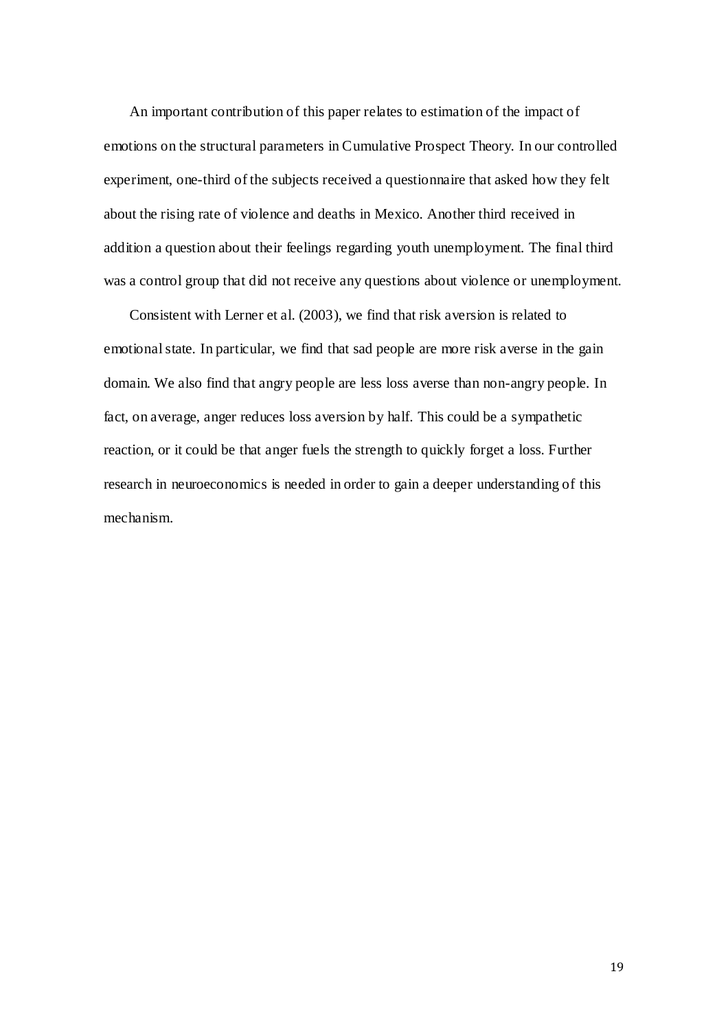An important contribution of this paper relates to estimation of the impact of emotions on the structural parameters in Cumulative Prospect Theory. In our controlled experiment, one-third of the subjects received a questionnaire that asked how they felt about the rising rate of violence and deaths in Mexico. Another third received in addition a question about their feelings regarding youth unemployment. The final third was a control group that did not receive any questions about violence or unemployment.

Consistent with Lerner et al. (2003), we find that risk aversion is related to emotional state. In particular, we find that sad people are more risk averse in the gain domain. We also find that angry people are less loss averse than non-angry people. In fact, on average, anger reduces loss aversion by half. This could be a sympathetic reaction, or it could be that anger fuels the strength to quickly forget a loss. Further research in neuroeconomics is needed in order to gain a deeper understanding of this mechanism.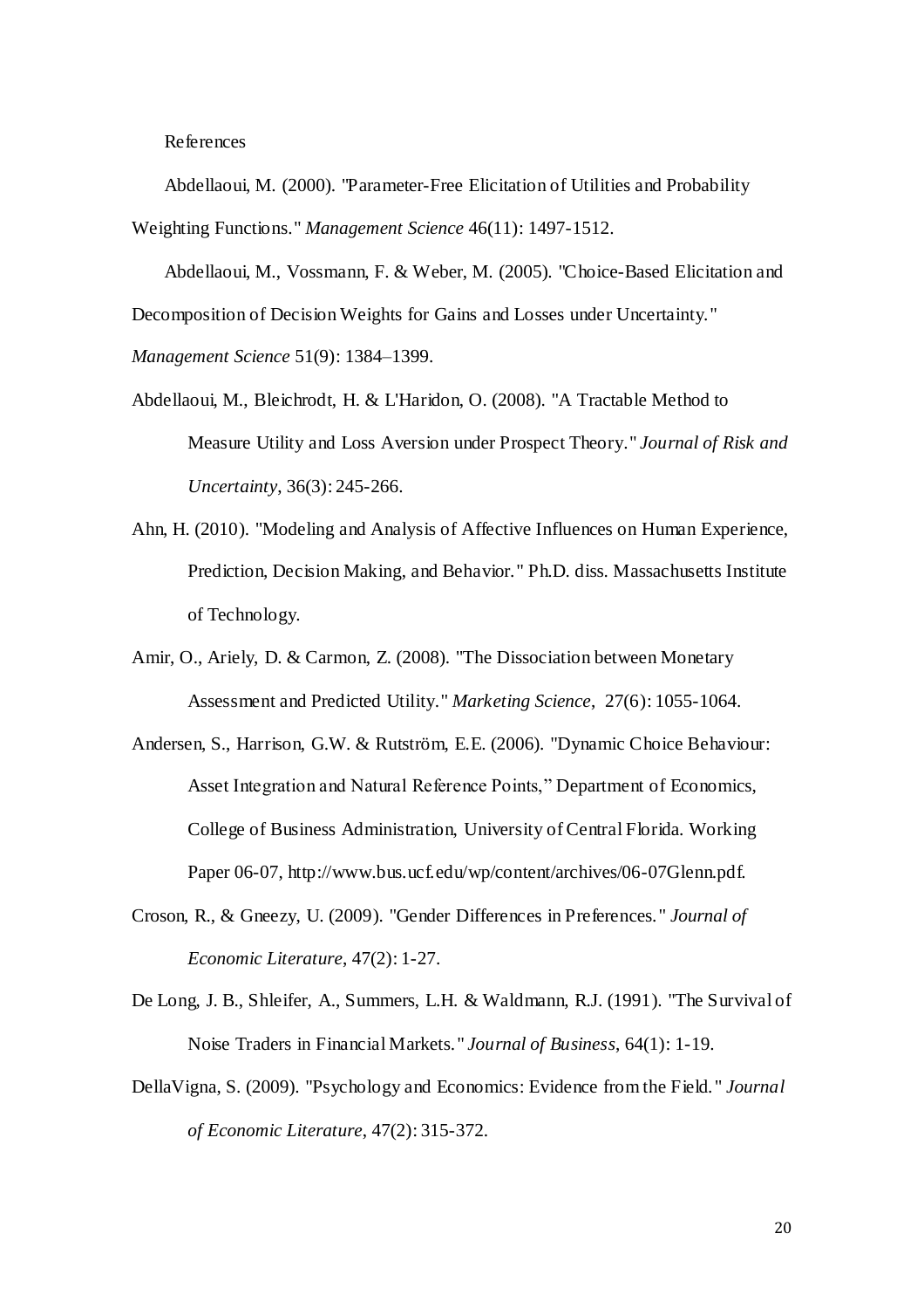References

Abdellaoui, M. (2000). "Parameter-Free Elicitation of Utilities and Probability Weighting Functions." *Management Science* 46(11): 1497-1512.

Abdellaoui, M., Vossmann, F. & Weber, M. (2005). "Choice-Based Elicitation and Decomposition of Decision Weights for Gains and Losses under Uncertainty." *Management Science* 51(9): 1384–1399.

Abdellaoui, M., Bleichrodt, H. & L'Haridon, O. (2008). "A Tractable Method to Measure Utility and Loss Aversion under Prospect Theory." *Journal of Risk and Uncertainty*, 36(3): 245-266.

Ahn, H. (2010). "Modeling and Analysis of Affective Influences on Human Experience, Prediction, Decision Making, and Behavior." Ph.D. diss. Massachusetts Institute of Technology.

Amir, O., Ariely, D. & Carmon, Z. (2008). "The Dissociation between Monetary Assessment and Predicted Utility." *Marketing Science*, 27(6): 1055-1064.

Andersen, S., Harrison, G.W. & Rutström, E.E. (2006). "Dynamic Choice Behaviour: Asset Integration and Natural Reference Points," Department of Economics, College of Business Administration, University of Central Florida. Working Paper 06-07, http://www.bus.ucf.edu/wp/content/archives/06-07Glenn.pdf.

Croson, R., & Gneezy, U. (2009). "Gender Differences in Preferences." *Journal of Economic Literature*, 47(2): 1-27.

De Long, J. B., Shleifer, A., Summers, L.H. & Waldmann, R.J. (1991). "The Survival of Noise Traders in Financial Markets." *Journal of Business*, 64(1): 1-19.

DellaVigna, S. (2009). "Psychology and Economics: Evidence from the Field." *Journal of Economic Literature*, 47(2): 315-372.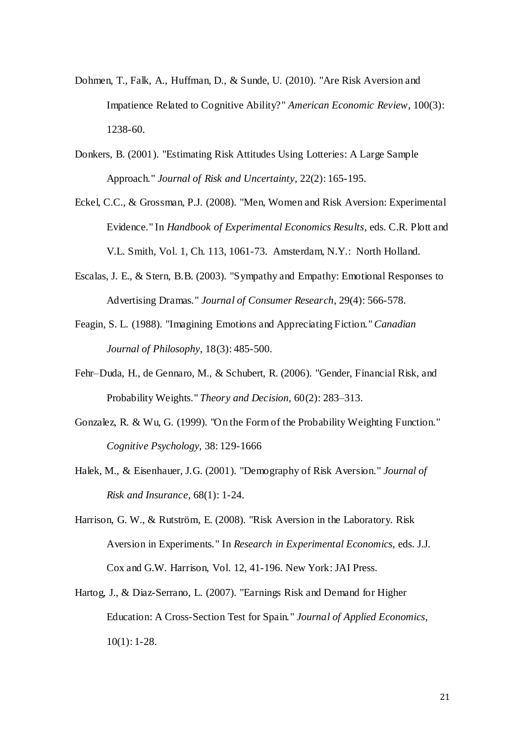Dohmen, T., Falk, A., Huffman, D., & Sunde, U. (2010). "Are Risk Aversion and Impatience Related to Cognitive Ability?" *American Economic Review*, 100(3): 1238-60.

Donkers, B. (2001). "Estimating Risk Attitudes Using Lotteries: A Large Sample Approach." *Journal of Risk and Uncertainty*, 22(2): 165-195.

Eckel, C.C., & Grossman, P.J. (2008). "Men, Women and Risk Aversion: Experimental Evidence." In *Handbook of Experimental Economics Results*, eds. C.R. Plott and V.L. Smith, Vol. 1, Ch. 113, 1061-73. Amsterdam, N.Y.: North Holland.

Escalas, J. E., & Stern, B.B. (2003). "Sympathy and Empathy: Emotional Responses to Advertising Dramas." *Journal of Consumer Research*, 29(4): 566-578.

Feagin, S. L. (1988). "Imagining Emotions and Appreciating Fiction." *Canadian Journal of Philosophy*, 18(3): 485-500.

Fehr–Duda, H., de Gennaro, M., & Schubert, R. (2006). "Gender, Financial Risk, and Probability Weights." *Theory and Decision*, 60(2): 283–313.

Gonzalez, R. & Wu, G. (1999). "On the Form of the Probability Weighting Function." *Cognitive Psychology*, 38: 129-1666

Halek, M., & Eisenhauer, J.G. (2001). "Demography of Risk Aversion." *Journal of Risk and Insurance*, 68(1): 1-24.

Harrison, G. W., & Rutström, E. (2008). "Risk Aversion in the Laboratory. Risk Aversion in Experiments." In *Research in Experimental Economics*, eds. J.J. Cox and G.W. Harrison, Vol. 12, 41-196. New York: JAI Press.

Hartog, J., & Diaz-Serrano, L. (2007). "Earnings Risk and Demand for Higher Education: A Cross-Section Test for Spain." *Journal of Applied Economics*, 10(1): 1-28.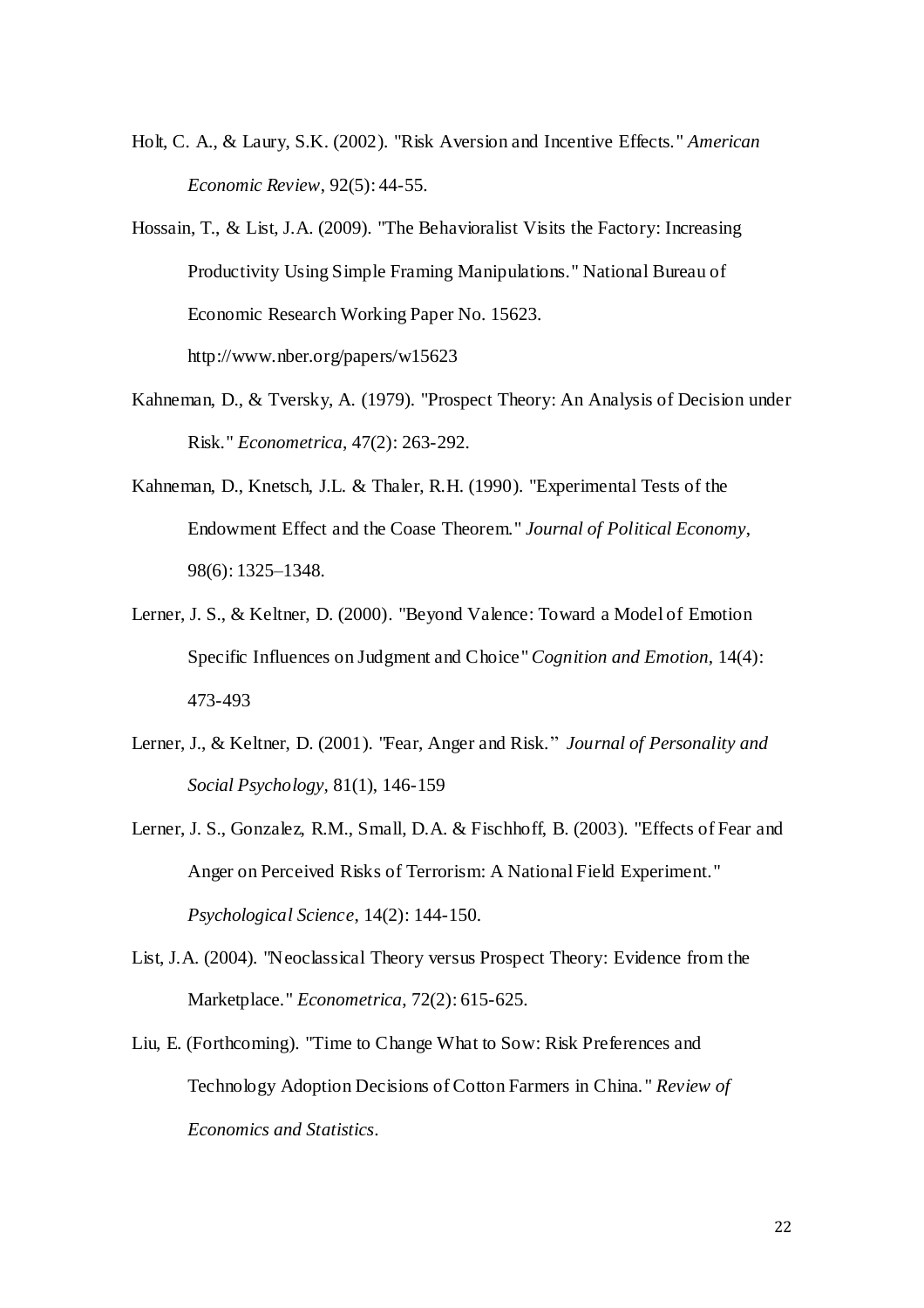Holt, C. A., & Laury, S.K. (2002). "Risk Aversion and Incentive Effects." *American Economic Review*, 92(5): 44-55.

Hossain, T., & List, J.A. (2009). "The Behavioralist Visits the Factory: Increasing Productivity Using Simple Framing Manipulations." National Bureau of Economic Research Working Paper No. 15623. http://www.nber.org/papers/w15623

Kahneman, D., & Tversky, A. (1979). "Prospect Theory: An Analysis of Decision under Risk." *Econometrica*, 47(2): 263-292.

Kahneman, D., Knetsch, J.L. & Thaler, R.H. (1990). "Experimental Tests of the Endowment Effect and the Coase Theorem." *Journal of Political Economy*, 98(6): 1325–1348.

Lerner, J. S., & Keltner, D. (2000). "Beyond Valence: Toward a Model of Emotion Specific Influences on Judgment and Choice" *Cognition and Emotion*, 14(4): 473-493

Lerner, J., & Keltner, D. (2001). "Fear, Anger and Risk." *Journal of Personality and Social Psychology*, 81(1), 146-159

Lerner, J. S., Gonzalez, R.M., Small, D.A. & Fischhoff, B. (2003). "Effects of Fear and Anger on Perceived Risks of Terrorism: A National Field Experiment." *Psychological Science*, 14(2): 144-150.

List, J.A. (2004). "Neoclassical Theory versus Prospect Theory: Evidence from the Marketplace." *Econometrica*, 72(2): 615-625.

Liu, E. (Forthcoming). "Time to Change What to Sow: Risk Preferences and Technology Adoption Decisions of Cotton Farmers in China." *Review of Economics and Statistics*.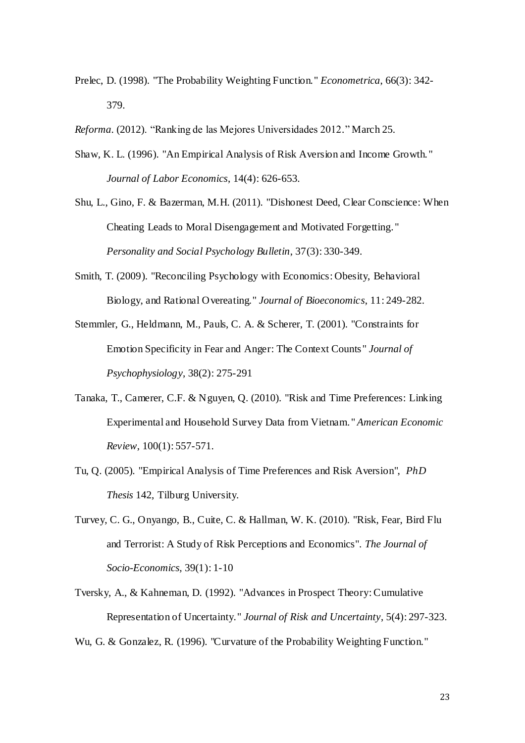Prelec, D. (1998). "The Probability Weighting Function." *Econometrica*, 66(3): 342-379.

*Reforma*. (2012). "Ranking de las Mejores Universidades 2012." March 25.

Shaw, K. L. (1996). "An Empirical Analysis of Risk Aversion and Income Growth." *Journal of Labor Economics*, 14(4): 626-653.

Shu, L., Gino, F. & Bazerman, M.H. (2011). "Dishonest Deed, Clear Conscience: When Cheating Leads to Moral Disengagement and Motivated Forgetting." *Personality and Social Psychology Bulletin*, 37(3): 330-349.

Smith, T. (2009). "Reconciling Psychology with Economics: Obesity, Behavioral Biology, and Rational Overeating." *Journal of Bioeconomics*, 11: 249-282.

Stemmler, G., Heldmann, M., Pauls, C. A. & Scherer, T. (2001). "Constraints for Emotion Specificity in Fear and Anger: The Context Counts" *Journal of Psychophysiology*, 38(2): 275-291

Tanaka, T., Camerer, C.F. & Nguyen, Q. (2010). "Risk and Time Preferences: Linking Experimental and Household Survey Data from Vietnam." *American Economic Review*, 100(1): 557-571.

Tu, Q. (2005). "Empirical Analysis of Time Preferences and Risk Aversion", *PhD Thesis* 142, Tilburg University.

Turvey, C. G., Onyango, B., Cuite, C. & Hallman, W. K. (2010). "Risk, Fear, Bird Flu and Terrorist: A Study of Risk Perceptions and Economics". *The Journal of Socio-Economics*, 39(1): 1-10

Tversky, A., & Kahneman, D. (1992). "Advances in Prospect Theory: Cumulative Representation of Uncertainty." *Journal of Risk and Uncertainty*, 5(4): 297-323.

Wu, G. & Gonzalez, R. (1996). "Curvature of the Probability Weighting Function."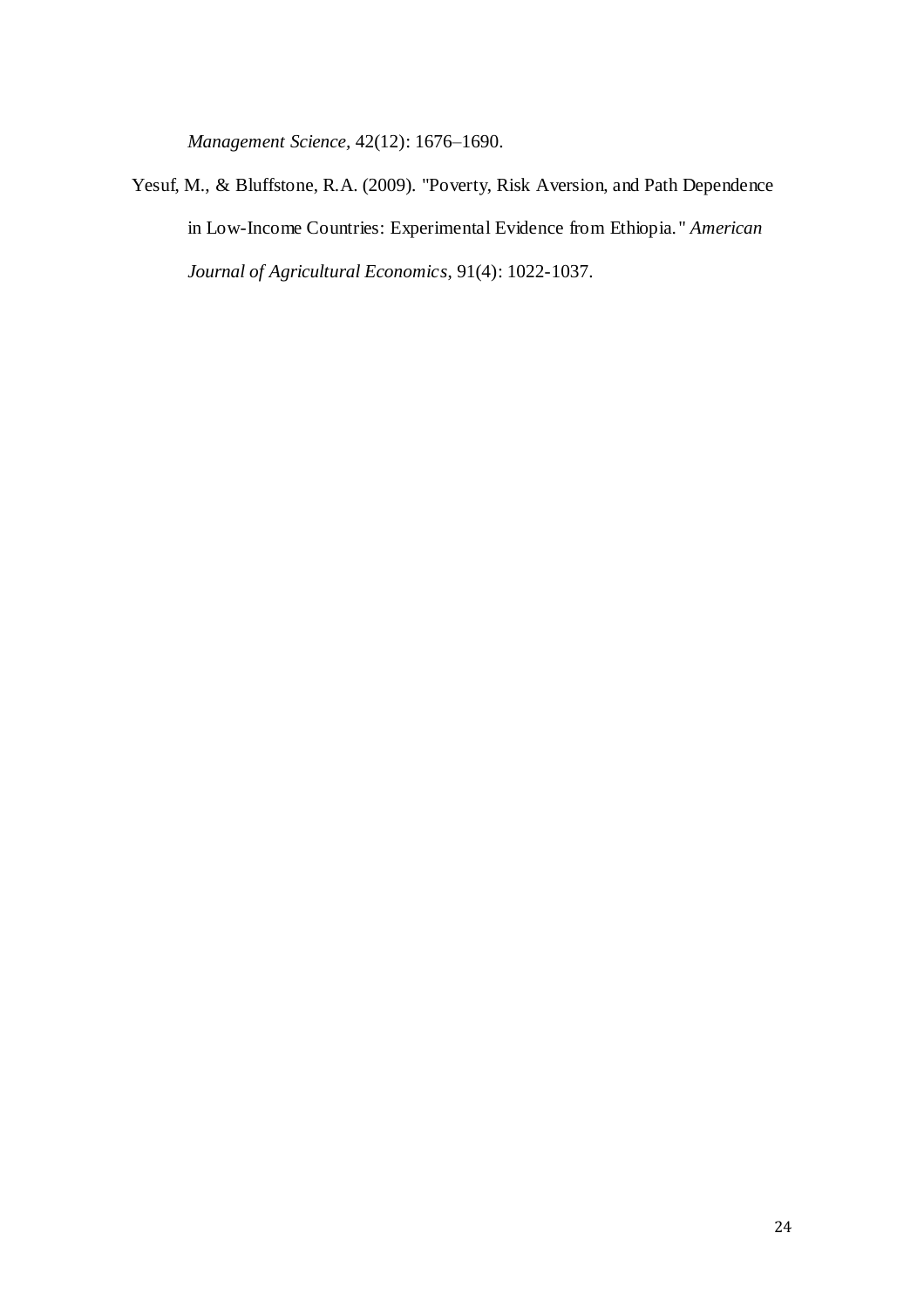*Management Science,* 42(12): 1676–1690.

Yesuf, M., & Bluffstone, R.A. (2009). "Poverty, Risk Aversion, and Path Dependence in Low-Income Countries: Experimental Evidence from Ethiopia." *American Journal of Agricultural Economics*, 91(4): 1022-1037.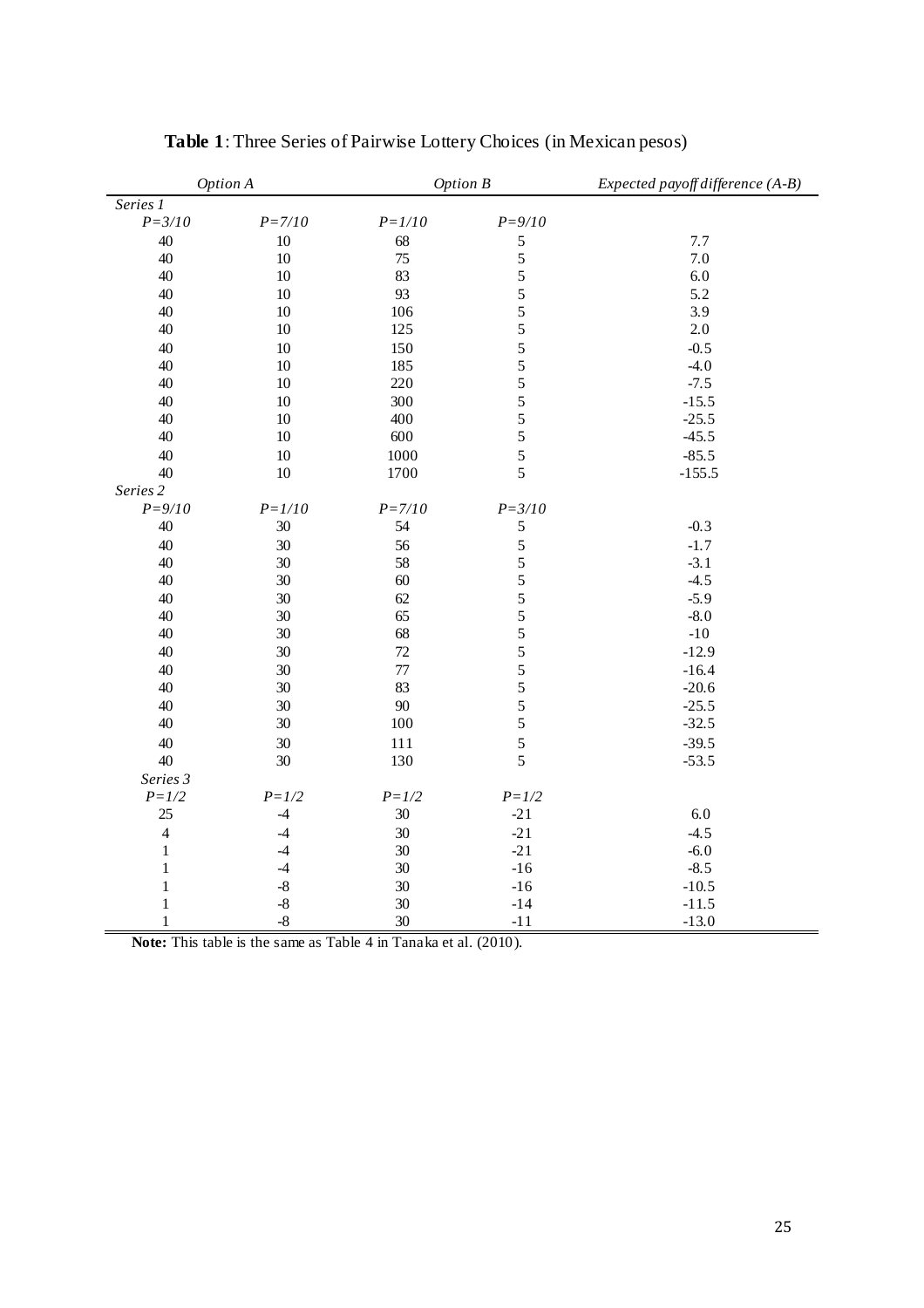**Table 1**: Three Series of Pairwise Lottery Choices (in Mexican pesos)

| *Option A* | | *Option B* | | *Expected payoff difference (A-B)* |
|---|---|---|---|---|
| *Series 1* | | | | |
| *P=3/10* | *P=7/10* | *P=1/10* | *P=9/10* | |
| 40 | 10 | 68 | 5 | 7.7 |
| 40 | 10 | 75 | 5 | 7.0 |
| 40 | 10 | 83 | 5 | 6.0 |
| 40 | 10 | 93 | 5 | 5.2 |
| 40 | 10 | 106 | 5 | 3.9 |
| 40 | 10 | 125 | 5 | 2.0 |
| 40 | 10 | 150 | 5 | -0.5 |
| 40 | 10 | 185 | 5 | -4.0 |
| 40 | 10 | 220 | 5 | -7.5 |
| 40 | 10 | 300 | 5 | -15.5 |
| 40 | 10 | 400 | 5 | -25.5 |
| 40 | 10 | 600 | 5 | -45.5 |
| 40 | 10 | 1000 | 5 | -85.5 |
| 40 | 10 | 1700 | 5 | -155.5 |
| *Series 2* | | | | |
| *P=9/10* | *P=1/10* | *P=7/10* | *P=3/10* | |
| 40 | 30 | 54 | 5 | -0.3 |
| 40 | 30 | 56 | 5 | -1.7 |
| 40 | 30 | 58 | 5 | -3.1 |
| 40 | 30 | 60 | 5 | -4.5 |
| 40 | 30 | 62 | 5 | -5.9 |
| 40 | 30 | 65 | 5 | -8.0 |
| 40 | 30 | 68 | 5 | -10 |
| 40 | 30 | 72 | 5 | -12.9 |
| 40 | 30 | 77 | 5 | -16.4 |
| 40 | 30 | 83 | 5 | -20.6 |
| 40 | 30 | 90 | 5 | -25.5 |
| 40 | 30 | 100 | 5 | -32.5 |
| 40 | 30 | 111 | 5 | -39.5 |
| 40 | 30 | 130 | 5 | -53.5 |
| *Series 3* | | | | |
| *P=1/2* | *P=1/2* | *P=1/2* | *P=1/2* | |
| 25 | -4 | 30 | -21 | 6.0 |
| 4 | -4 | 30 | -21 | -4.5 |
| 1 | -4 | 30 | -21 | -6.0 |
| 1 | -4 | 30 | -16 | -8.5 |
| 1 | -8 | 30 | -16 | -10.5 |
| 1 | -8 | 30 | -14 | -11.5 |
| 1 | -8 | 30 | -11 | -13.0 |

**Note:** This table is the same as Table 4 in Tanaka et al. (2010).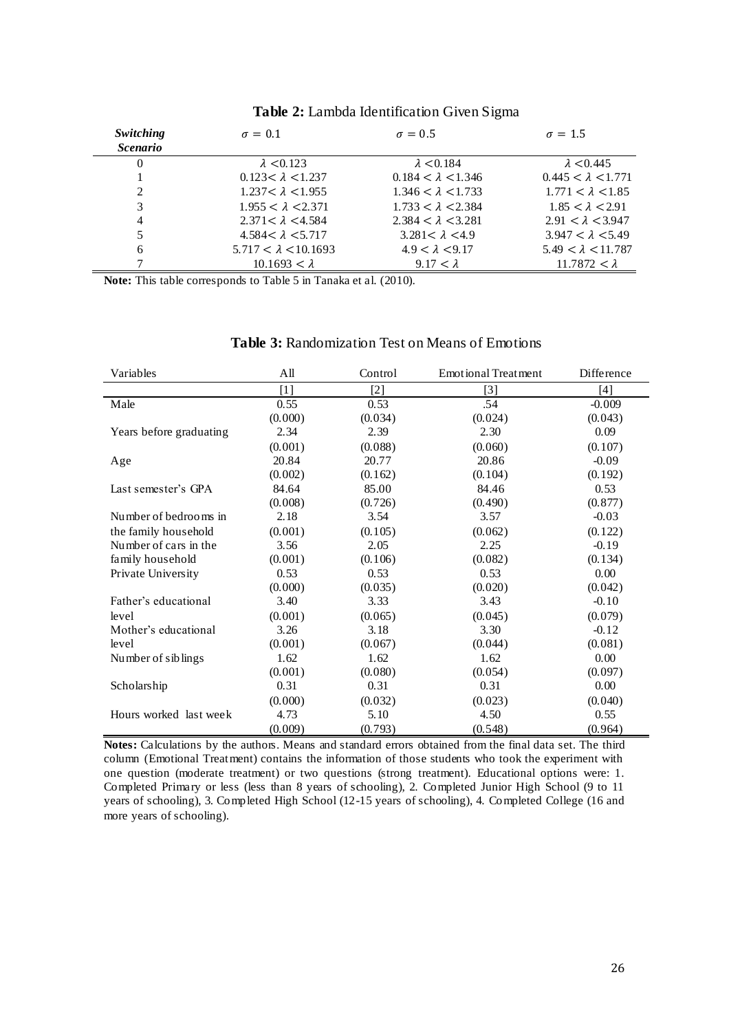**Table 2:** Lambda Identification Given Sigma

| ***Switching Scenario*** | $\sigma = 0.1$ | $\sigma = 0.5$ | $\sigma = 1.5$ |
|---|---|---|---|
| 0 | $\lambda < 0.123$ | $\lambda < 0.184$ | $\lambda < 0.445$ |
| 1 | $0.123 < \lambda < 1.237$ | $0.184 < \lambda < 1.346$ | $0.445 < \lambda < 1.771$ |
| 2 | $1.237 < \lambda < 1.955$ | $1.346 < \lambda < 1.733$ | $1.771 < \lambda < 1.85$ |
| 3 | $1.955 < \lambda < 2.371$ | $1.733 < \lambda < 2.384$ | $1.85 < \lambda < 2.91$ |
| 4 | $2.371 < \lambda < 4.584$ | $2.384 < \lambda < 3.281$ | $2.91 < \lambda < 3.947$ |
| 5 | $4.584 < \lambda < 5.717$ | $3.281 < \lambda < 4.9$ | $3.947 < \lambda < 5.49$ |
| 6 | $5.717 < \lambda < 10.1693$ | $4.9 < \lambda < 9.17$ | $5.49 < \lambda < 11.787$ |
| 7 | $10.1693 < \lambda$ | $9.17 < \lambda$ | $11.7872 < \lambda$ |

**Note:** This table corresponds to Table 5 in Tanaka et al. (2010).

**Table 3:** Randomization Test on Means of Emotions

| Variables | All | Control | Emotional Treatment | Difference |
|---|---|---|---|---|
| | [1] | [2] | [3] | [4] |
| Male | 0.55 | 0.53 | .54 | -0.009 |
| | (0.000) | (0.034) | (0.024) | (0.043) |
| Years before graduating | 2.34 | 2.39 | 2.30 | 0.09 |
| | (0.001) | (0.088) | (0.060) | (0.107) |
| Age | 20.84 | 20.77 | 20.86 | -0.09 |
| | (0.002) | (0.162) | (0.104) | (0.192) |
| Last semester's GPA | 84.64 | 85.00 | 84.46 | 0.53 |
| | (0.008) | (0.726) | (0.490) | (0.877) |
| Number of bedrooms in the family household | 2.18 | 3.54 | 3.57 | -0.03 |
| | (0.001) | (0.105) | (0.062) | (0.122) |
| Number of cars in the family household | 3.56 | 2.05 | 2.25 | -0.19 |
| | (0.001) | (0.106) | (0.082) | (0.134) |
| Private University | 0.53 | 0.53 | 0.53 | 0.00 |
| | (0.000) | (0.035) | (0.020) | (0.042) |
| Father's educational level | 3.40 | 3.33 | 3.43 | -0.10 |
| | (0.001) | (0.065) | (0.045) | (0.079) |
| Mother's educational level | 3.26 | 3.18 | 3.30 | -0.12 |
| | (0.001) | (0.067) | (0.044) | (0.081) |
| Number of siblings | 1.62 | 1.62 | 1.62 | 0.00 |
| | (0.001) | (0.080) | (0.054) | (0.097) |
| Scholarship | 0.31 | 0.31 | 0.31 | 0.00 |
| | (0.000) | (0.032) | (0.023) | (0.040) |
| Hours worked last week | 4.73 | 5.10 | 4.50 | 0.55 |
| | (0.009) | (0.793) | (0.548) | (0.964) |

**Notes:** Calculations by the authors. Means and standard errors obtained from the final data set. The third column (Emotional Treatment) contains the information of those students who took the experiment with one question (moderate treatment) or two questions (strong treatment). Educational options were: 1. Completed Primary or less (less than 8 years of schooling), 2. Completed Junior High School (9 to 11 years of schooling), 3. Completed High School (12-15 years of schooling), 4. Completed College (16 and more years of schooling).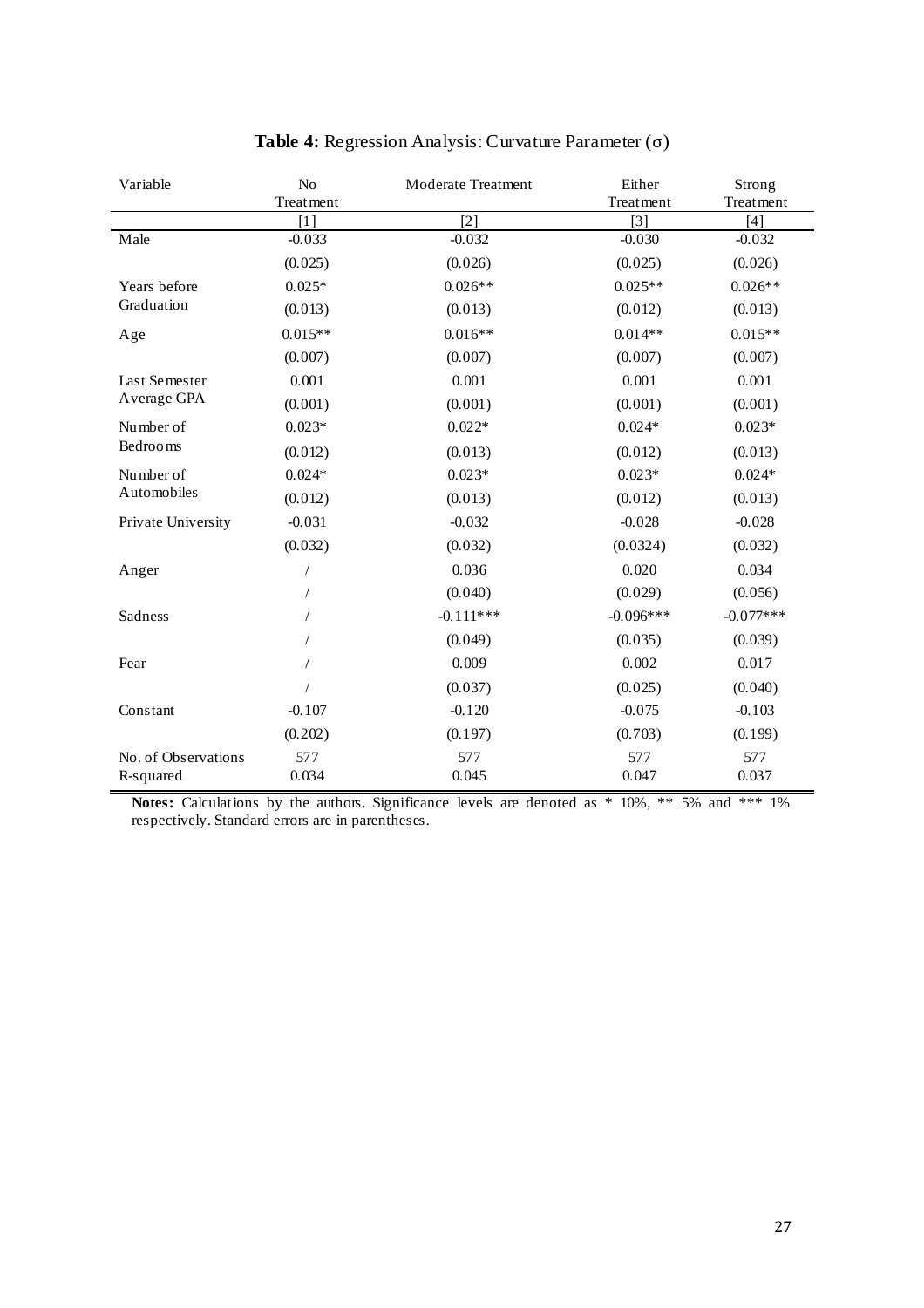**Table 4:** Regression Analysis: Curvature Parameter (σ)

| Variable | No Treatment | Moderate Treatment | Either Treatment | Strong Treatment |
|---|---|---|---|---|
| | [1] | [2] | [3] | [4] |
| Male | -0.033 | -0.032 | -0.030 | -0.032 |
| | (0.025) | (0.026) | (0.025) | (0.026) |
| Years before Graduation | 0.025* | 0.026** | 0.025** | 0.026** |
| | (0.013) | (0.013) | (0.012) | (0.013) |
| Age | 0.015** | 0.016** | 0.014** | 0.015** |
| | (0.007) | (0.007) | (0.007) | (0.007) |
| Last Semester Average GPA | 0.001 | 0.001 | 0.001 | 0.001 |
| | (0.001) | (0.001) | (0.001) | (0.001) |
| Number of Bedrooms | 0.023* | 0.022* | 0.024* | 0.023* |
| | (0.012) | (0.013) | (0.012) | (0.013) |
| Number of Automobiles | 0.024* | 0.023* | 0.023* | 0.024* |
| | (0.012) | (0.013) | (0.012) | (0.013) |
| Private University | -0.031 | -0.032 | -0.028 | -0.028 |
| | (0.032) | (0.032) | (0.0324) | (0.032) |
| Anger | / | 0.036 | 0.020 | 0.034 |
| | / | (0.040) | (0.029) | (0.056) |
| Sadness | / | -0.111*** | -0.096*** | -0.077*** |
| | / | (0.049) | (0.035) | (0.039) |
| Fear | / | 0.009 | 0.002 | 0.017 |
| | / | (0.037) | (0.025) | (0.040) |
| Constant | -0.107 | -0.120 | -0.075 | -0.103 |
| | (0.202) | (0.197) | (0.703) | (0.199) |
| No. of Observations | 577 | 577 | 577 | 577 |
| R-squared | 0.034 | 0.045 | 0.047 | 0.037 |

**Notes:** Calculations by the authors. Significance levels are denoted as * 10%, ** 5% and *** 1% respectively. Standard errors are in parentheses.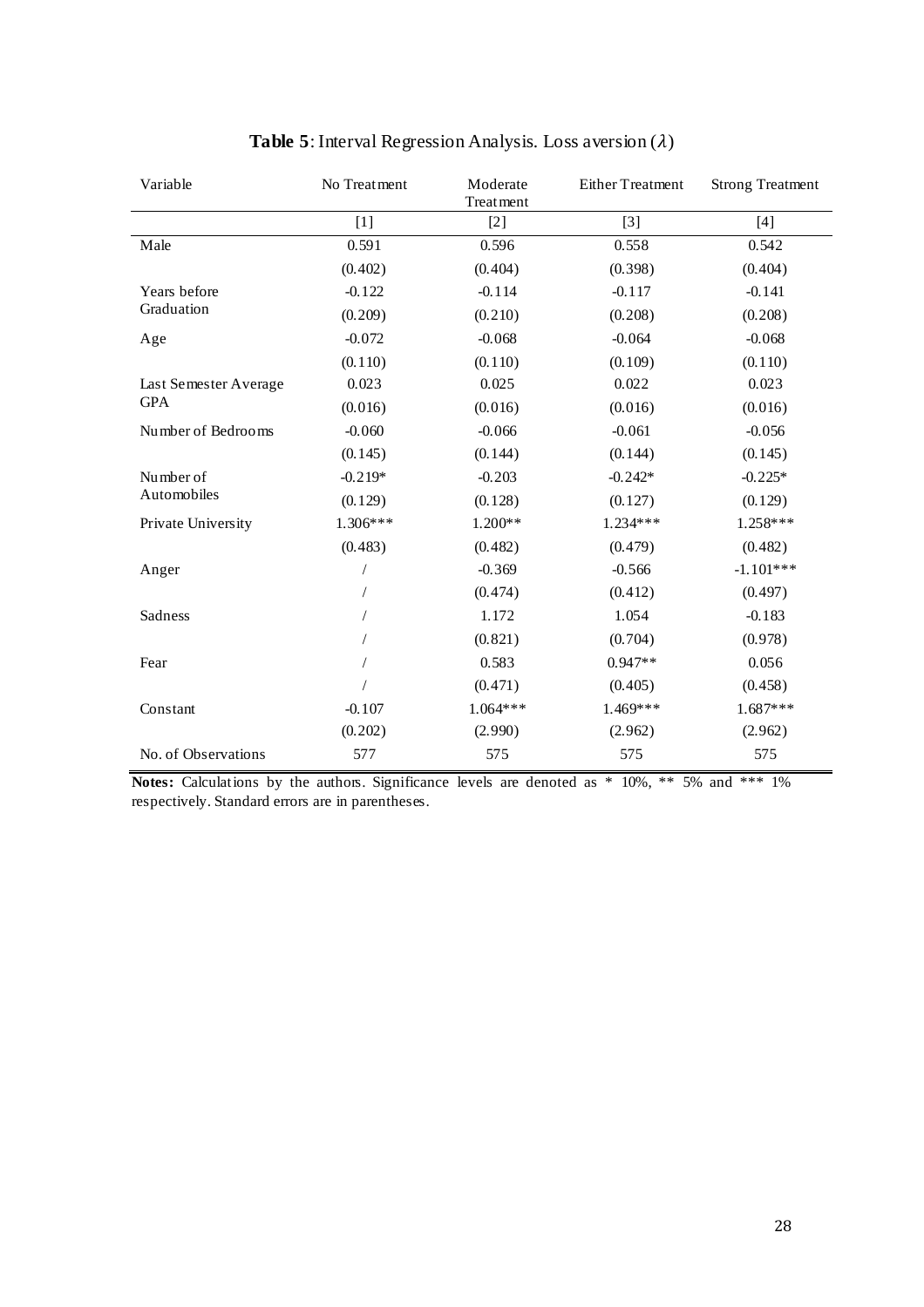**Table 5**: Interval Regression Analysis. Loss aversion ($\lambda$)

| Variable | No Treatment | Moderate Treatment | Either Treatment | Strong Treatment |
|---|---|---|---|---|
| | [1] | [2] | [3] | [4] |
| Male | 0.591 | 0.596 | 0.558 | 0.542 |
| | (0.402) | (0.404) | (0.398) | (0.404) |
| Years before Graduation | -0.122 | -0.114 | -0.117 | -0.141 |
| | (0.209) | (0.210) | (0.208) | (0.208) |
| Age | -0.072 | -0.068 | -0.064 | -0.068 |
| | (0.110) | (0.110) | (0.109) | (0.110) |
| Last Semester Average GPA | 0.023 | 0.025 | 0.022 | 0.023 |
| | (0.016) | (0.016) | (0.016) | (0.016) |
| Number of Bedrooms | -0.060 | -0.066 | -0.061 | -0.056 |
| | (0.145) | (0.144) | (0.144) | (0.145) |
| Number of Automobiles | -0.219* | -0.203 | -0.242* | -0.225* |
| | (0.129) | (0.128) | (0.127) | (0.129) |
| Private University | 1.306*** | 1.200** | 1.234*** | 1.258*** |
| | (0.483) | (0.482) | (0.479) | (0.482) |
| Anger | / | -0.369 | -0.566 | -1.101*** |
| | / | (0.474) | (0.412) | (0.497) |
| Sadness | / | 1.172 | 1.054 | -0.183 |
| | / | (0.821) | (0.704) | (0.978) |
| Fear | / | 0.583 | 0.947** | 0.056 |
| | / | (0.471) | (0.405) | (0.458) |
| Constant | -0.107 | 1.064*** | 1.469*** | 1.687*** |
| | (0.202) | (2.990) | (2.962) | (2.962) |
| No. of Observations | 577 | 575 | 575 | 575 |

**Notes:** Calculations by the authors. Significance levels are denoted as * 10%, ** 5% and *** 1% respectively. Standard errors are in parentheses.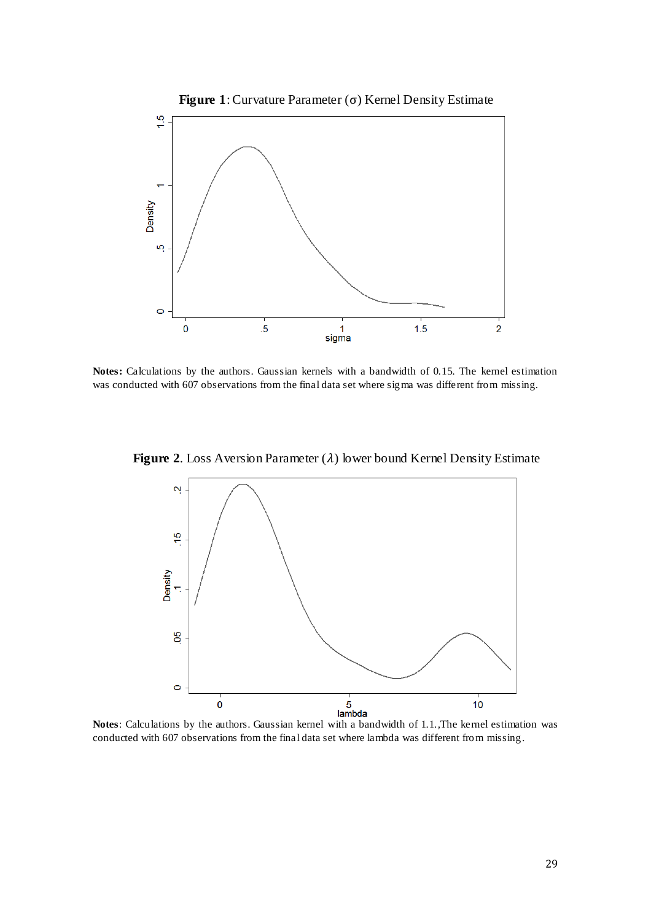**Figure 1**: Curvature Parameter ($\sigma$) Kernel Density Estimate

**Notes:** Calculations by the authors. Gaussian kernels with a bandwidth of 0.15. The kernel estimation was conducted with 607 observations from the final data set where sigma was different from missing.

**Figure 2**. Loss Aversion Parameter ($\lambda$) lower bound Kernel Density Estimate

**Notes**: Calculations by the authors. Gaussian kernel with a bandwidth of 1.1.,The kernel estimation was conducted with 607 observations from the final data set where lambda was different from missing.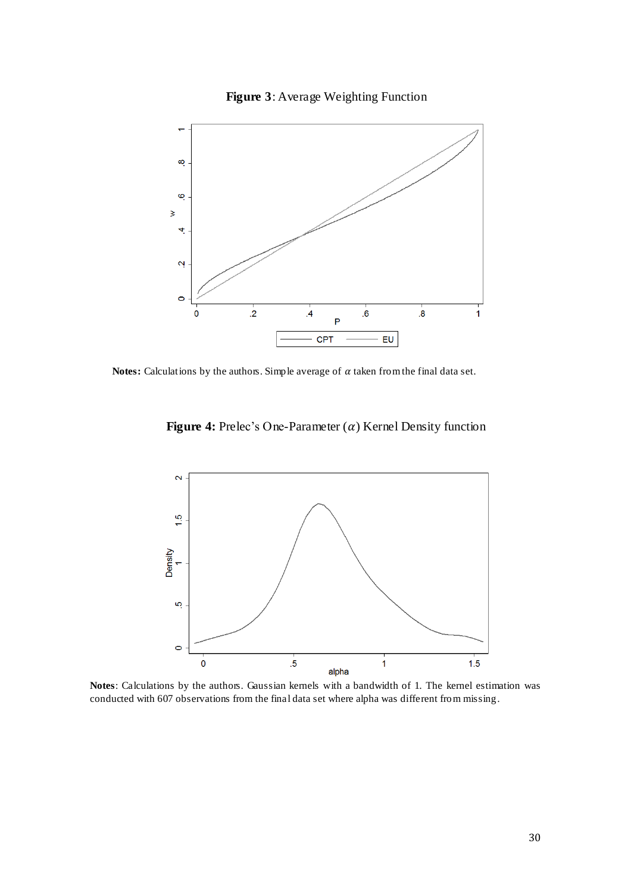**Figure 3**: Average Weighting Function

**Notes:** Calculations by the authors. Simple average of $\alpha$ taken from the final data set.

**Figure 4:** Prelec's One-Parameter ($\alpha$) Kernel Density function

**Notes**: Calculations by the authors. Gaussian kernels with a bandwidth of 1. The kernel estimation was conducted with 607 observations from the final data set where alpha was different from missing.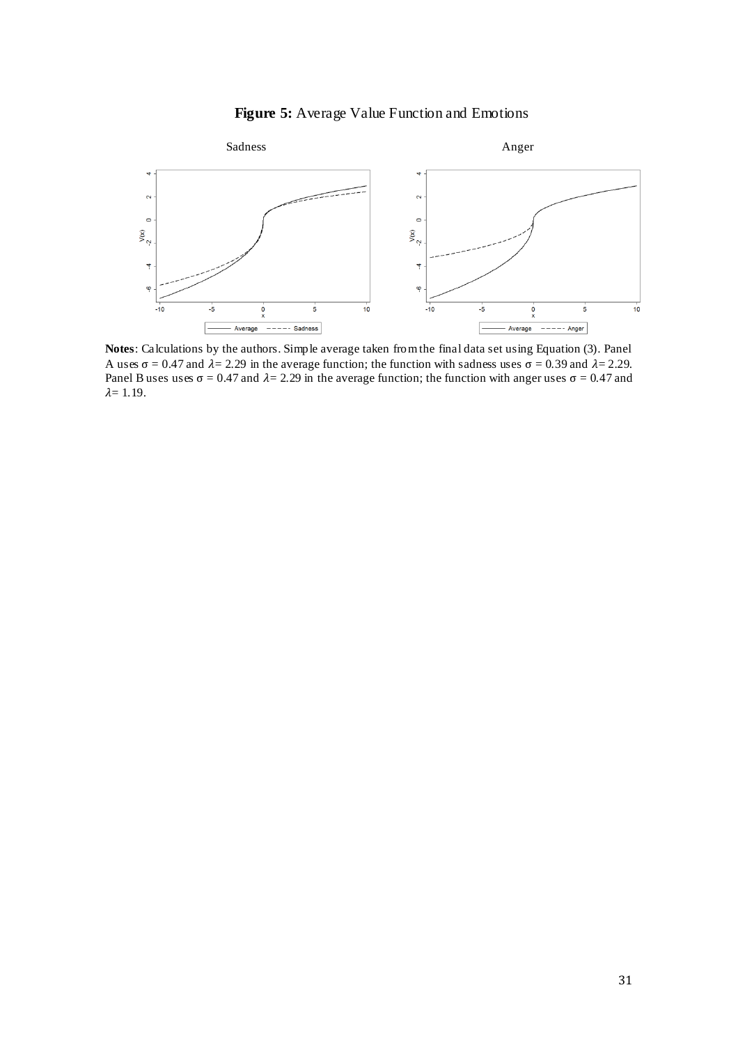**Figure 5:** Average Value Function and Emotions

Sadness

4
2
0
-2
-4
-6
V(x)
-10
-5
0
5
10
x

Average
Sadness

Anger

4
2
0
-2
-4
-6
V(x)
-10
-5
0
5
10
x

Average
Anger

**Notes**: Calculations by the authors. Simple average taken from the final data set using Equation (3). Panel A uses $\sigma = 0.47$ and $\lambda = 2.29$ in the average function; the function with sadness uses $\sigma = 0.39$ and $\lambda = 2.29$. Panel B uses uses $\sigma = 0.47$ and $\lambda = 2.29$ in the average function; the function with anger uses $\sigma = 0.47$ and $\lambda = 1.19$.